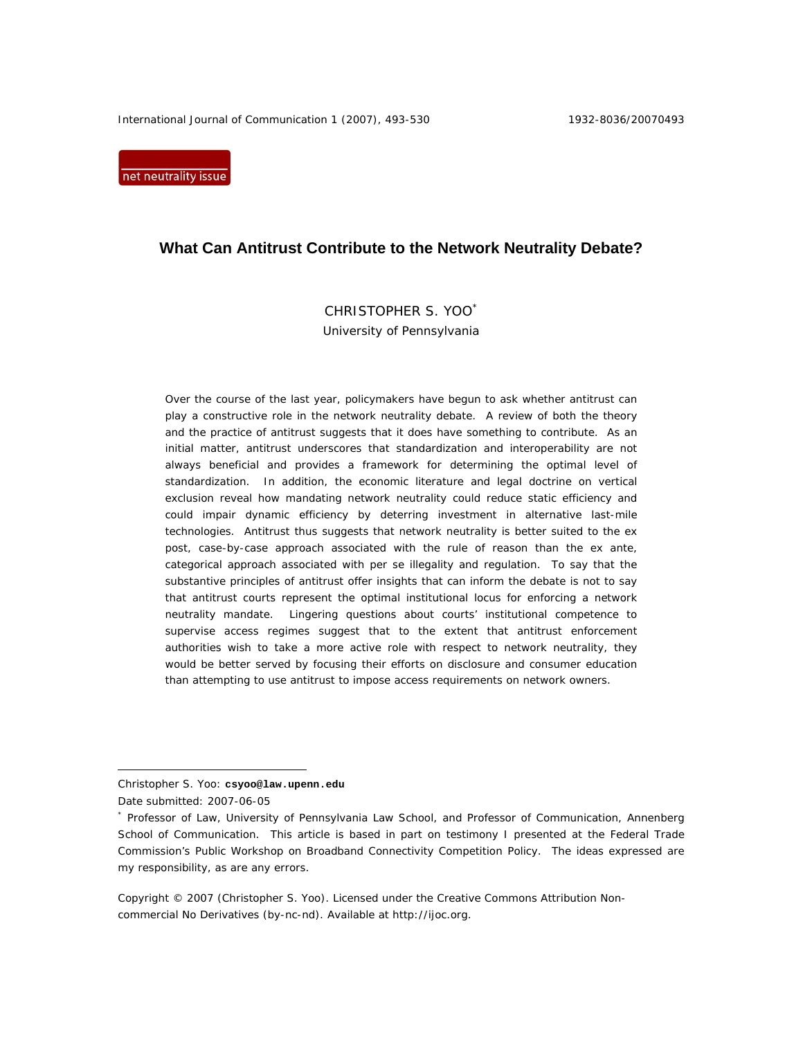net neutrality issue

# What Can Antitrust Contribute to the Network Neutrality Debate?

CHRISTOPHER S. YOO*
University of Pennsylvania

Over the course of the last year, policymakers have begun to ask whether antitrust can play a constructive role in the network neutrality debate. A review of both the theory and the practice of antitrust suggests that it does have something to contribute. As an initial matter, antitrust underscores that standardization and interoperability are not always beneficial and provides a framework for determining the optimal level of standardization. In addition, the economic literature and legal doctrine on vertical exclusion reveal how mandating network neutrality could reduce static efficiency and could impair dynamic efficiency by deterring investment in alternative last-mile technologies. Antitrust thus suggests that network neutrality is better suited to the ex post, case-by-case approach associated with the rule of reason than the ex ante, categorical approach associated with per se illegality and regulation. To say that the substantive principles of antitrust offer insights that can inform the debate is not to say that antitrust courts represent the optimal institutional locus for enforcing a network neutrality mandate. Lingering questions about courts' institutional competence to supervise access regimes suggest that to the extent that antitrust enforcement authorities wish to take a more active role with respect to network neutrality, they would be better served by focusing their efforts on disclosure and consumer education than attempting to use antitrust to impose access requirements on network owners.

---

Christopher S. Yoo: **csyoo@law.upenn.edu**

Date submitted: 2007-06-05

* Professor of Law, University of Pennsylvania Law School, and Professor of Communication, Annenberg School of Communication. This article is based in part on testimony I presented at the Federal Trade Commission's Public Workshop on Broadband Connectivity Competition Policy. The ideas expressed are my responsibility, as are any errors.

Copyright © 2007 (Christopher S. Yoo). Licensed under the Creative Commons Attribution Non-commercial No Derivatives (by-nc-nd). Available at http://ijoc.org.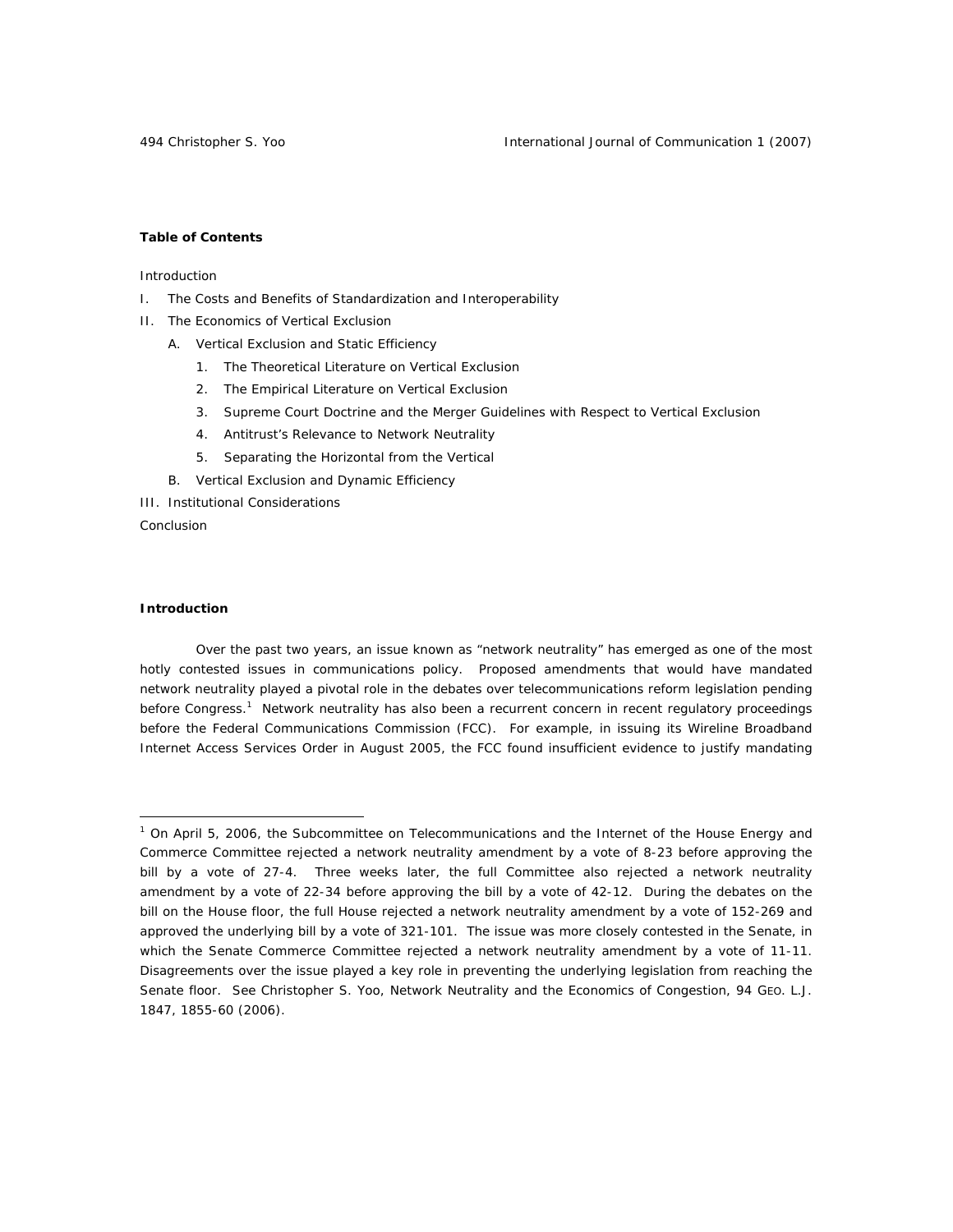**Table of Contents**

Introduction

I. The Costs and Benefits of Standardization and Interoperability

II. The Economics of Vertical Exclusion

- A. Vertical Exclusion and Static Efficiency
  1. The Theoretical Literature on Vertical Exclusion
  2. The Empirical Literature on Vertical Exclusion
  3. Supreme Court Doctrine and the Merger Guidelines with Respect to Vertical Exclusion
  4. Antitrust's Relevance to Network Neutrality
  5. Separating the Horizontal from the Vertical
- B. Vertical Exclusion and Dynamic Efficiency

III. Institutional Considerations

Conclusion

**Introduction**

Over the past two years, an issue known as "network neutrality" has emerged as one of the most hotly contested issues in communications policy. Proposed amendments that would have mandated network neutrality played a pivotal role in the debates over telecommunications reform legislation pending before Congress.[1] Network neutrality has also been a recurrent concern in recent regulatory proceedings before the Federal Communications Commission (FCC). For example, in issuing its Wireline Broadband Internet Access Services Order in August 2005, the FCC found insufficient evidence to justify mandating

---

[1] On April 5, 2006, the Subcommittee on Telecommunications and the Internet of the House Energy and Commerce Committee rejected a network neutrality amendment by a vote of 8-23 before approving the bill by a vote of 27-4. Three weeks later, the full Committee also rejected a network neutrality amendment by a vote of 22-34 before approving the bill by a vote of 42-12. During the debates on the bill on the House floor, the full House rejected a network neutrality amendment by a vote of 152-269 and approved the underlying bill by a vote of 321-101. The issue was more closely contested in the Senate, in which the Senate Commerce Committee rejected a network neutrality amendment by a vote of 11-11. Disagreements over the issue played a key role in preventing the underlying legislation from reaching the Senate floor. See Christopher S. Yoo, Network Neutrality and the Economics of Congestion, 94 GEO. L.J. 1847, 1855-60 (2006).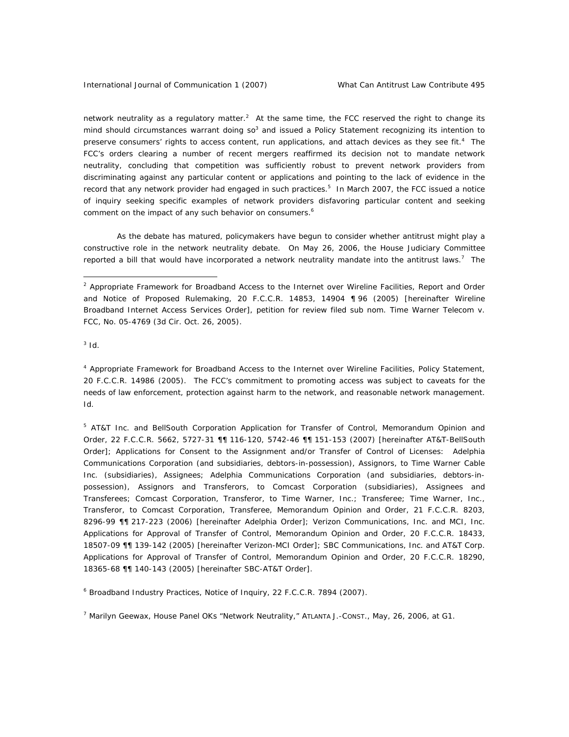network neutrality as a regulatory matter.[2] At the same time, the FCC reserved the right to change its mind should circumstances warrant doing so[3] and issued a Policy Statement recognizing its intention to preserve consumers' rights to access content, run applications, and attach devices as they see fit.[4] The FCC's orders clearing a number of recent mergers reaffirmed its decision not to mandate network neutrality, concluding that competition was sufficiently robust to prevent network providers from discriminating against any particular content or applications and pointing to the lack of evidence in the record that any network provider had engaged in such practices.[5] In March 2007, the FCC issued a notice of inquiry seeking specific examples of network providers disfavoring particular content and seeking comment on the impact of any such behavior on consumers.[6]

As the debate has matured, policymakers have begun to consider whether antitrust might play a constructive role in the network neutrality debate. On May 26, 2006, the House Judiciary Committee reported a bill that would have incorporated a network neutrality mandate into the antitrust laws.[7] The

---

[2] Appropriate Framework for Broadband Access to the Internet over Wireline Facilities, Report and Order and Notice of Proposed Rulemaking, 20 F.C.C.R. 14853, 14904 ¶ 96 (2005) [hereinafter Wireline Broadband Internet Access Services Order], *petition for review filed sub nom.* Time Warner Telecom v. FCC, No. 05-4769 (3d Cir. Oct. 26, 2005).

[3] *Id.*

[4] Appropriate Framework for Broadband Access to the Internet over Wireline Facilities, Policy Statement, 20 F.C.C.R. 14986 (2005). The FCC's commitment to promoting access was subject to caveats for the needs of law enforcement, protection against harm to the network, and reasonable network management. *Id.*

[5] AT&T Inc. and BellSouth Corporation Application for Transfer of Control, Memorandum Opinion and Order, 22 F.C.C.R. 5662, 5727-31 ¶¶ 116-120, 5742-46 ¶¶ 151-153 (2007) [hereinafter AT&T-BellSouth Order]; Applications for Consent to the Assignment and/or Transfer of Control of Licenses: Adelphia Communications Corporation (and subsidiaries, debtors-in-possession), Assignors, to Time Warner Cable Inc. (subsidiaries), Assignees; Adelphia Communications Corporation (and subsidiaries, debtors-in-possession), Assignors and Transferors, to Comcast Corporation (subsidiaries), Assignees and Transferees; Comcast Corporation, Transferor, to Time Warner, Inc.; Transferee; Time Warner, Inc., Transferor, to Comcast Corporation, Transferee, Memorandum Opinion and Order, 21 F.C.C.R. 8203, 8296-99 ¶¶ 217-223 (2006) [hereinafter Adelphia Order]; Verizon Communications, Inc. and MCI, Inc. Applications for Approval of Transfer of Control, Memorandum Opinion and Order, 20 F.C.C.R. 18433, 18507-09 ¶¶ 139-142 (2005) [hereinafter Verizon-MCI Order]; SBC Communications, Inc. and AT&T Corp. Applications for Approval of Transfer of Control, Memorandum Opinion and Order, 20 F.C.C.R. 18290, 18365-68 ¶¶ 140-143 (2005) [hereinafter SBC-AT&T Order].

[6] Broadband Industry Practices, Notice of Inquiry, 22 F.C.C.R. 7894 (2007).

[7] Marilyn Geewax, *House Panel OKs "Network Neutrality,"* ATLANTA J.-CONST., May, 26, 2006, at G1.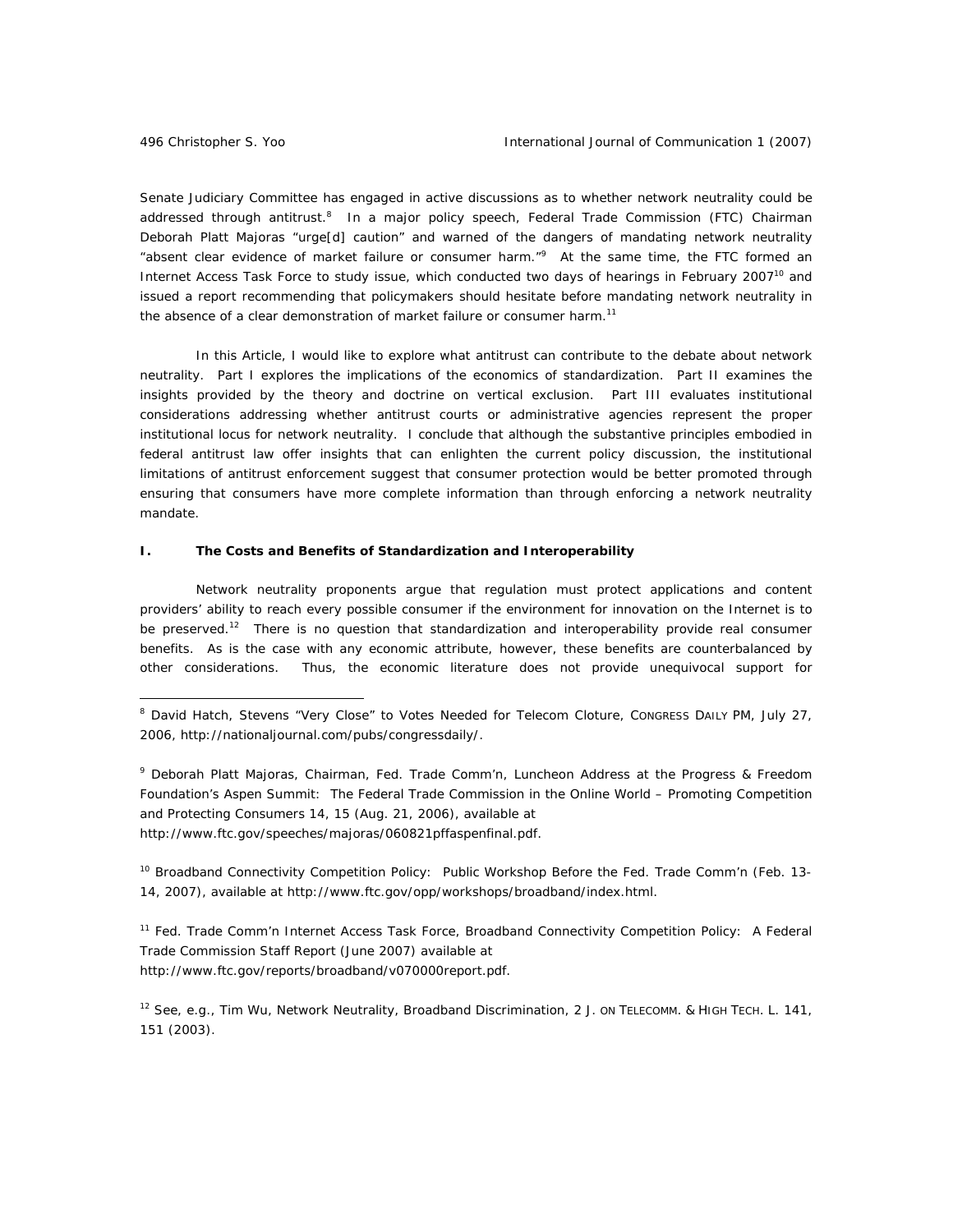Senate Judiciary Committee has engaged in active discussions as to whether network neutrality could be addressed through antitrust.[8] In a major policy speech, Federal Trade Commission (FTC) Chairman Deborah Platt Majoras "urge[d] caution" and warned of the dangers of mandating network neutrality "absent clear evidence of market failure or consumer harm."[9] At the same time, the FTC formed an Internet Access Task Force to study issue, which conducted two days of hearings in February 2007[10] and issued a report recommending that policymakers should hesitate before mandating network neutrality in the absence of a clear demonstration of market failure or consumer harm.[11]

In this Article, I would like to explore what antitrust can contribute to the debate about network neutrality. Part I explores the implications of the economics of standardization. Part II examines the insights provided by the theory and doctrine on vertical exclusion. Part III evaluates institutional considerations addressing whether antitrust courts or administrative agencies represent the proper institutional locus for network neutrality. I conclude that although the substantive principles embodied in federal antitrust law offer insights that can enlighten the current policy discussion, the institutional limitations of antitrust enforcement suggest that consumer protection would be better promoted through ensuring that consumers have more complete information than through enforcing a network neutrality mandate.

## I. The Costs and Benefits of Standardization and Interoperability

Network neutrality proponents argue that regulation must protect applications and content providers' ability to reach every possible consumer if the environment for innovation on the Internet is to be preserved.[12] There is no question that standardization and interoperability provide real consumer benefits. As is the case with any economic attribute, however, these benefits are counterbalanced by other considerations. Thus, the economic literature does not provide unequivocal support for

---

[8] David Hatch, Stevens "Very Close" to Votes Needed for Telecom Cloture, CONGRESS DAILY PM, July 27, 2006, http://nationaljournal.com/pubs/congressdaily/.

[9] Deborah Platt Majoras, Chairman, Fed. Trade Comm'n, Luncheon Address at the Progress & Freedom Foundation's Aspen Summit: The Federal Trade Commission in the Online World – Promoting Competition and Protecting Consumers 14, 15 (Aug. 21, 2006), available at http://www.ftc.gov/speeches/majoras/060821pffaspenfinal.pdf.

[10] Broadband Connectivity Competition Policy: Public Workshop Before the Fed. Trade Comm'n (Feb. 13-14, 2007), available at http://www.ftc.gov/opp/workshops/broadband/index.html.

[11] Fed. Trade Comm'n Internet Access Task Force, Broadband Connectivity Competition Policy: A Federal Trade Commission Staff Report (June 2007) available at http://www.ftc.gov/reports/broadband/v070000report.pdf.

[12] See, e.g., Tim Wu, Network Neutrality, Broadband Discrimination, 2 J. ON TELECOMM. & HIGH TECH. L. 141, 151 (2003).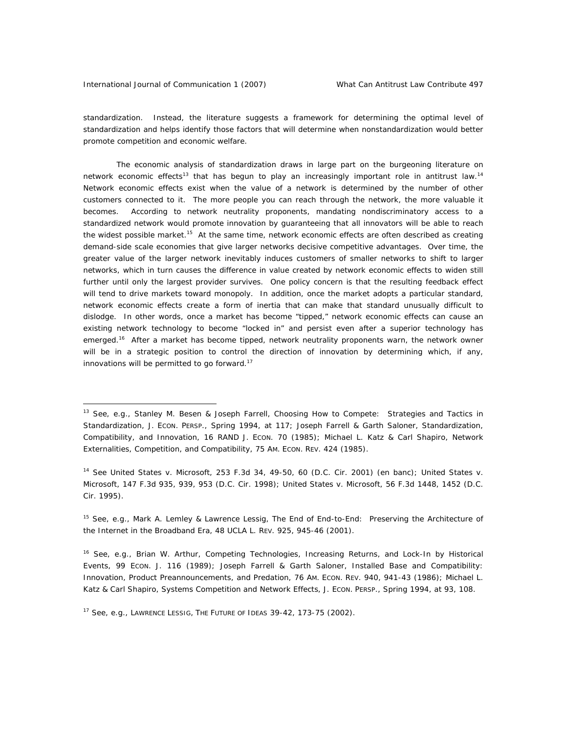standardization. Instead, the literature suggests a framework for determining the optimal level of standardization and helps identify those factors that will determine when nonstandardization would better promote competition and economic welfare.

The economic analysis of standardization draws in large part on the burgeoning literature on network economic effects[13] that has begun to play an increasingly important role in antitrust law.[14] Network economic effects exist when the value of a network is determined by the number of other customers connected to it. The more people you can reach through the network, the more valuable it becomes. According to network neutrality proponents, mandating nondiscriminatory access to a standardized network would promote innovation by guaranteeing that all innovators will be able to reach the widest possible market.[15] At the same time, network economic effects are often described as creating demand-side scale economies that give larger networks decisive competitive advantages. Over time, the greater value of the larger network inevitably induces customers of smaller networks to shift to larger networks, which in turn causes the difference in value created by network economic effects to widen still further until only the largest provider survives. One policy concern is that the resulting feedback effect will tend to drive markets toward monopoly. In addition, once the market adopts a particular standard, network economic effects create a form of inertia that can make that standard unusually difficult to dislodge. In other words, once a market has become "tipped," network economic effects can cause an existing network technology to become "locked in" and persist even after a superior technology has emerged.[16] After a market has become tipped, network neutrality proponents warn, the network owner will be in a strategic position to control the direction of innovation by determining which, if any, innovations will be permitted to go forward.[17]

---

[13] See, e.g., Stanley M. Besen & Joseph Farrell, Choosing How to Compete: Strategies and Tactics in Standardization, J. ECON. PERSP., Spring 1994, at 117; Joseph Farrell & Garth Saloner, Standardization, Compatibility, and Innovation, 16 RAND J. ECON. 70 (1985); Michael L. Katz & Carl Shapiro, Network Externalities, Competition, and Compatibility, 75 AM. ECON. REV. 424 (1985).

[14] See United States v. Microsoft, 253 F.3d 34, 49-50, 60 (D.C. Cir. 2001) (en banc); United States v. Microsoft, 147 F.3d 935, 939, 953 (D.C. Cir. 1998); United States v. Microsoft, 56 F.3d 1448, 1452 (D.C. Cir. 1995).

[15] See, e.g., Mark A. Lemley & Lawrence Lessig, The End of End-to-End: Preserving the Architecture of the Internet in the Broadband Era, 48 UCLA L. REV. 925, 945-46 (2001).

[16] See, e.g., Brian W. Arthur, Competing Technologies, Increasing Returns, and Lock-In by Historical Events, 99 ECON. J. 116 (1989); Joseph Farrell & Garth Saloner, Installed Base and Compatibility: Innovation, Product Preannouncements, and Predation, 76 AM. ECON. REV. 940, 941-43 (1986); Michael L. Katz & Carl Shapiro, Systems Competition and Network Effects, J. ECON. PERSP., Spring 1994, at 93, 108.

[17] See, e.g., LAWRENCE LESSIG, THE FUTURE OF IDEAS 39-42, 173-75 (2002).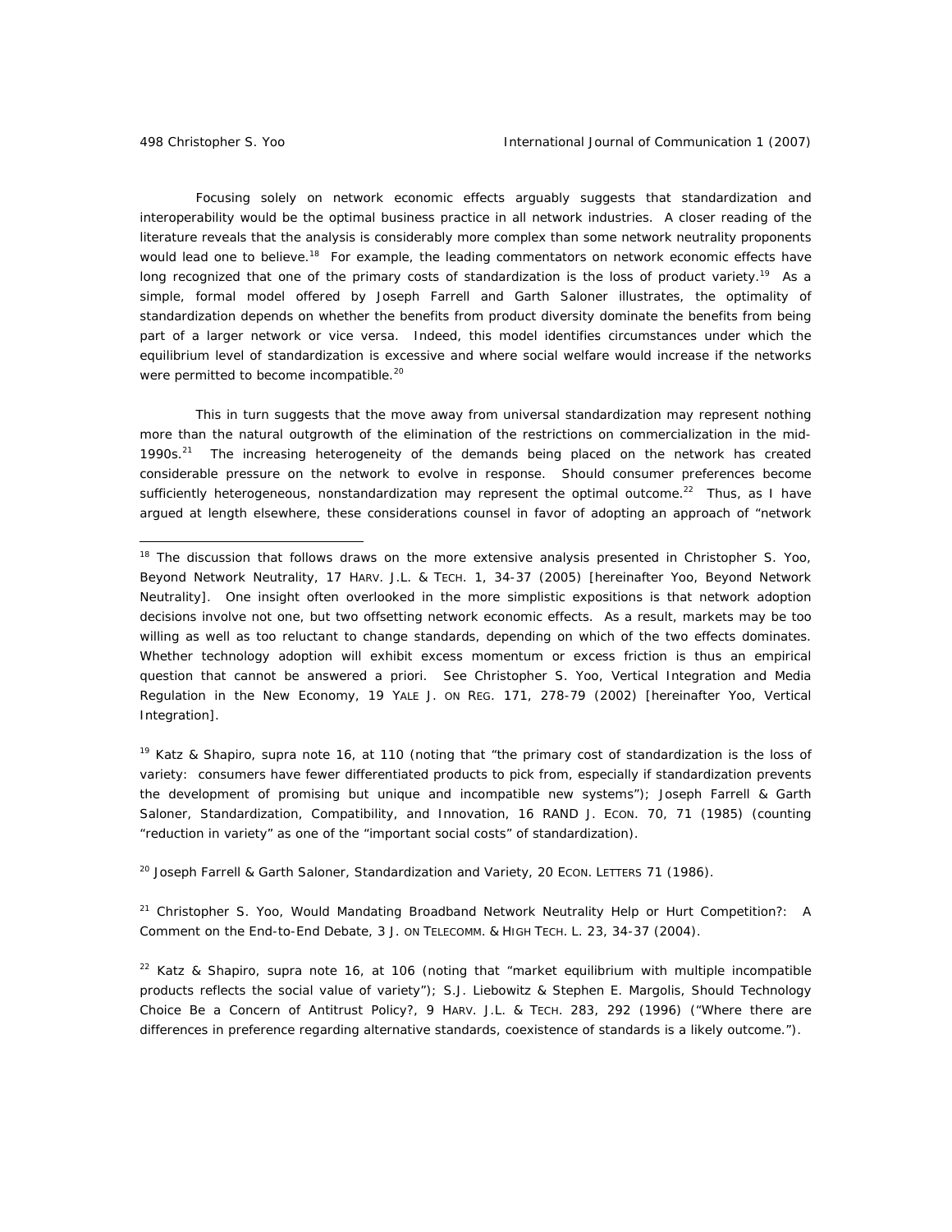Focusing solely on network economic effects arguably suggests that standardization and interoperability would be the optimal business practice in all network industries. A closer reading of the literature reveals that the analysis is considerably more complex than some network neutrality proponents would lead one to believe.[18] For example, the leading commentators on network economic effects have long recognized that one of the primary costs of standardization is the loss of product variety.[19] As a simple, formal model offered by Joseph Farrell and Garth Saloner illustrates, the optimality of standardization depends on whether the benefits from product diversity dominate the benefits from being part of a larger network or vice versa. Indeed, this model identifies circumstances under which the equilibrium level of standardization is excessive and where social welfare would increase if the networks were permitted to become incompatible.[20]

This in turn suggests that the move away from universal standardization may represent nothing more than the natural outgrowth of the elimination of the restrictions on commercialization in the mid-1990s.[21] The increasing heterogeneity of the demands being placed on the network has created considerable pressure on the network to evolve in response. Should consumer preferences become sufficiently heterogeneous, nonstandardization may represent the optimal outcome.[22] Thus, as I have argued at length elsewhere, these considerations counsel in favor of adopting an approach of "network

---

[18] The discussion that follows draws on the more extensive analysis presented in Christopher S. Yoo, Beyond Network Neutrality, 17 HARV. J.L. & TECH. 1, 34-37 (2005) [hereinafter Yoo, Beyond Network Neutrality]. One insight often overlooked in the more simplistic expositions is that network adoption decisions involve not one, but two offsetting network economic effects. As a result, markets may be too willing as well as too reluctant to change standards, depending on which of the two effects dominates. Whether technology adoption will exhibit excess momentum or excess friction is thus an empirical question that cannot be answered a priori. See Christopher S. Yoo, Vertical Integration and Media Regulation in the New Economy, 19 YALE J. ON REG. 171, 278-79 (2002) [hereinafter Yoo, Vertical Integration].

[19] Katz & Shapiro, supra note 16, at 110 (noting that "the primary cost of standardization is the loss of variety: consumers have fewer differentiated products to pick from, especially if standardization prevents the development of promising but unique and incompatible new systems"); Joseph Farrell & Garth Saloner, Standardization, Compatibility, and Innovation, 16 RAND J. ECON. 70, 71 (1985) (counting "reduction in variety" as one of the "important social costs" of standardization).

[20] Joseph Farrell & Garth Saloner, Standardization and Variety, 20 ECON. LETTERS 71 (1986).

[21] Christopher S. Yoo, Would Mandating Broadband Network Neutrality Help or Hurt Competition?: A Comment on the End-to-End Debate, 3 J. ON TELECOMM. & HIGH TECH. L. 23, 34-37 (2004).

[22] Katz & Shapiro, supra note 16, at 106 (noting that "market equilibrium with multiple incompatible products reflects the social value of variety"); S.J. Liebowitz & Stephen E. Margolis, Should Technology Choice Be a Concern of Antitrust Policy?, 9 HARV. J.L. & TECH. 283, 292 (1996) ("Where there are differences in preference regarding alternative standards, coexistence of standards is a likely outcome.").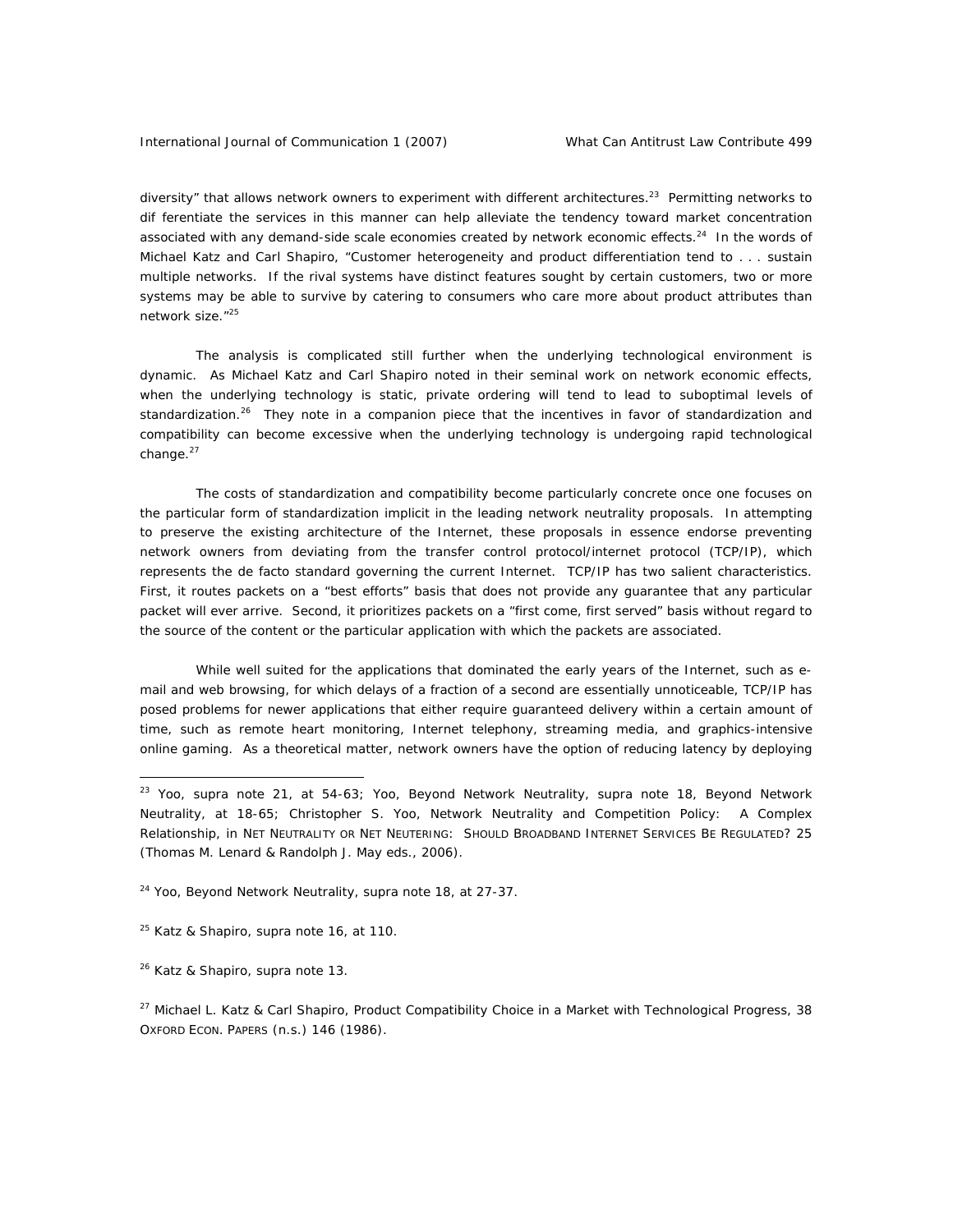diversity" that allows network owners to experiment with different architectures.[23] Permitting networks to dif ferentiate the services in this manner can help alleviate the tendency toward market concentration associated with any demand-side scale economies created by network economic effects.[24] In the words of Michael Katz and Carl Shapiro, "Customer heterogeneity and product differentiation tend to . . . sustain multiple networks. If the rival systems have distinct features sought by certain customers, two or more systems may be able to survive by catering to consumers who care more about product attributes than network size."[25]

The analysis is complicated still further when the underlying technological environment is dynamic. As Michael Katz and Carl Shapiro noted in their seminal work on network economic effects, when the underlying technology is static, private ordering will tend to lead to suboptimal levels of standardization.[26] They note in a companion piece that the incentives in favor of standardization and compatibility can become excessive when the underlying technology is undergoing rapid technological change.[27]

The costs of standardization and compatibility become particularly concrete once one focuses on the particular form of standardization implicit in the leading network neutrality proposals. In attempting to preserve the existing architecture of the Internet, these proposals in essence endorse preventing network owners from deviating from the transfer control protocol/internet protocol (TCP/IP), which represents the de facto standard governing the current Internet. TCP/IP has two salient characteristics. First, it routes packets on a "best efforts" basis that does not provide any guarantee that any particular packet will ever arrive. Second, it prioritizes packets on a "first come, first served" basis without regard to the source of the content or the particular application with which the packets are associated.

While well suited for the applications that dominated the early years of the Internet, such as e-mail and web browsing, for which delays of a fraction of a second are essentially unnoticeable, TCP/IP has posed problems for newer applications that either require guaranteed delivery within a certain amount of time, such as remote heart monitoring, Internet telephony, streaming media, and graphics-intensive online gaming. As a theoretical matter, network owners have the option of reducing latency by deploying

---

[23] Yoo, supra note 21, at 54-63; Yoo, Beyond Network Neutrality, supra note 18, Beyond Network Neutrality, at 18-65; Christopher S. Yoo, Network Neutrality and Competition Policy: A Complex Relationship, in NET NEUTRALITY OR NET NEUTERING: SHOULD BROADBAND INTERNET SERVICES BE REGULATED? 25 (Thomas M. Lenard & Randolph J. May eds., 2006).

[24] Yoo, Beyond Network Neutrality, supra note 18, at 27-37.

[25] Katz & Shapiro, supra note 16, at 110.

[26] Katz & Shapiro, supra note 13.

[27] Michael L. Katz & Carl Shapiro, Product Compatibility Choice in a Market with Technological Progress, 38 OXFORD ECON. PAPERS (n.s.) 146 (1986).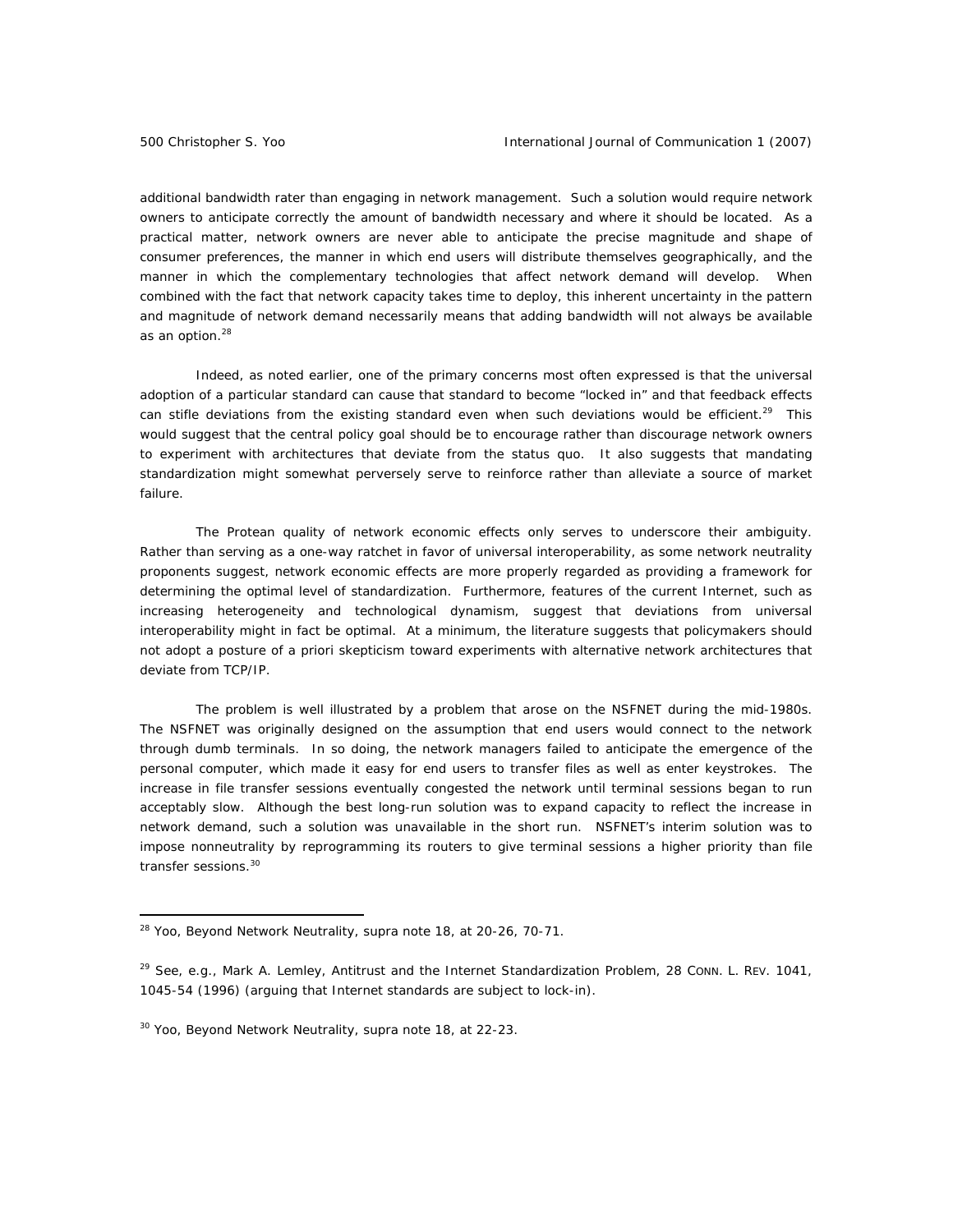additional bandwidth rater than engaging in network management. Such a solution would require network owners to anticipate correctly the amount of bandwidth necessary and where it should be located. As a practical matter, network owners are never able to anticipate the precise magnitude and shape of consumer preferences, the manner in which end users will distribute themselves geographically, and the manner in which the complementary technologies that affect network demand will develop. When combined with the fact that network capacity takes time to deploy, this inherent uncertainty in the pattern and magnitude of network demand necessarily means that adding bandwidth will not always be available as an option.[28]

Indeed, as noted earlier, one of the primary concerns most often expressed is that the universal adoption of a particular standard can cause that standard to become "locked in" and that feedback effects can stifle deviations from the existing standard even when such deviations would be efficient.[29] This would suggest that the central policy goal should be to encourage rather than discourage network owners to experiment with architectures that deviate from the status quo. It also suggests that mandating standardization might somewhat perversely serve to reinforce rather than alleviate a source of market failure.

The Protean quality of network economic effects only serves to underscore their ambiguity. Rather than serving as a one-way ratchet in favor of universal interoperability, as some network neutrality proponents suggest, network economic effects are more properly regarded as providing a framework for determining the optimal level of standardization. Furthermore, features of the current Internet, such as increasing heterogeneity and technological dynamism, suggest that deviations from universal interoperability might in fact be optimal. At a minimum, the literature suggests that policymakers should not adopt a posture of a priori skepticism toward experiments with alternative network architectures that deviate from TCP/IP.

The problem is well illustrated by a problem that arose on the NSFNET during the mid-1980s. The NSFNET was originally designed on the assumption that end users would connect to the network through dumb terminals. In so doing, the network managers failed to anticipate the emergence of the personal computer, which made it easy for end users to transfer files as well as enter keystrokes. The increase in file transfer sessions eventually congested the network until terminal sessions began to run acceptably slow. Although the best long-run solution was to expand capacity to reflect the increase in network demand, such a solution was unavailable in the short run. NSFNET's interim solution was to impose nonneutrality by reprogramming its routers to give terminal sessions a higher priority than file transfer sessions.[30]

---

[28] Yoo, Beyond Network Neutrality, supra note 18, at 20-26, 70-71.

[29] See, e.g., Mark A. Lemley, Antitrust and the Internet Standardization Problem, 28 CONN. L. REV. 1041, 1045-54 (1996) (arguing that Internet standards are subject to lock-in).

[30] Yoo, Beyond Network Neutrality, supra note 18, at 22-23.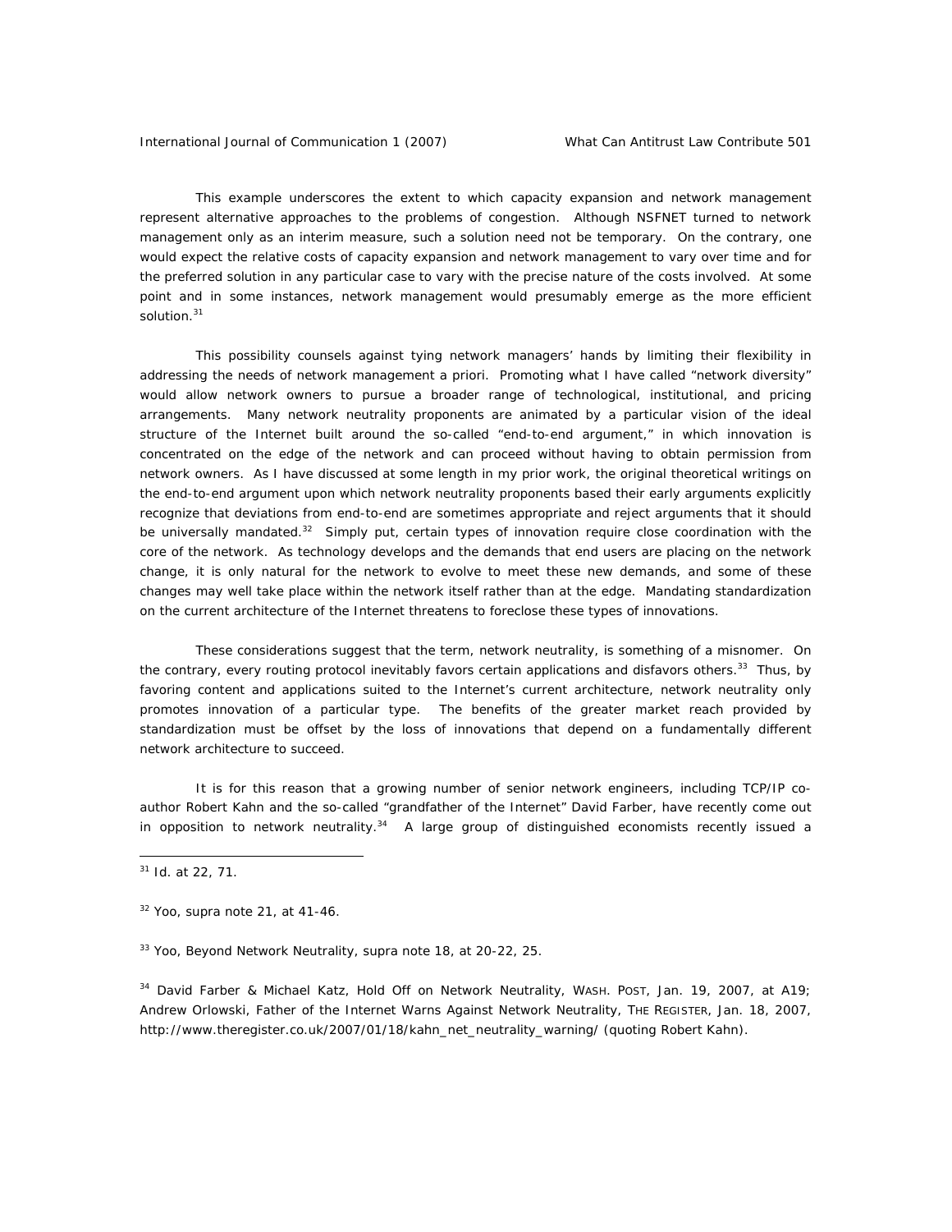This example underscores the extent to which capacity expansion and network management represent alternative approaches to the problems of congestion. Although NSFNET turned to network management only as an interim measure, such a solution need not be temporary. On the contrary, one would expect the relative costs of capacity expansion and network management to vary over time and for the preferred solution in any particular case to vary with the precise nature of the costs involved. At some point and in some instances, network management would presumably emerge as the more efficient solution.[31]

This possibility counsels against tying network managers' hands by limiting their flexibility in addressing the needs of network management a priori. Promoting what I have called "network diversity" would allow network owners to pursue a broader range of technological, institutional, and pricing arrangements. Many network neutrality proponents are animated by a particular vision of the ideal structure of the Internet built around the so-called "end-to-end argument," in which innovation is concentrated on the edge of the network and can proceed without having to obtain permission from network owners. As I have discussed at some length in my prior work, the original theoretical writings on the end-to-end argument upon which network neutrality proponents based their early arguments explicitly recognize that deviations from end-to-end are sometimes appropriate and reject arguments that it should be universally mandated.[32] Simply put, certain types of innovation require close coordination with the core of the network. As technology develops and the demands that end users are placing on the network change, it is only natural for the network to evolve to meet these new demands, and some of these changes may well take place within the network itself rather than at the edge. Mandating standardization on the current architecture of the Internet threatens to foreclose these types of innovations.

These considerations suggest that the term, network neutrality, is something of a misnomer. On the contrary, every routing protocol inevitably favors certain applications and disfavors others.[33] Thus, by favoring content and applications suited to the Internet's current architecture, network neutrality only promotes innovation of a particular type. The benefits of the greater market reach provided by standardization must be offset by the loss of innovations that depend on a fundamentally different network architecture to succeed.

It is for this reason that a growing number of senior network engineers, including TCP/IP co-author Robert Kahn and the so-called "grandfather of the Internet" David Farber, have recently come out in opposition to network neutrality.[34] A large group of distinguished economists recently issued a

---

[31] *Id.* at 22, 71.

[32] Yoo, *supra* note 21, at 41-46.

[33] Yoo, *Beyond Network Neutrality*, *supra* note 18, at 20-22, 25.

[34] David Farber & Michael Katz, *Hold Off on Network Neutrality*, WASH. POST, Jan. 19, 2007, at A19; Andrew Orlowski, *Father of the Internet Warns Against Network Neutrality*, THE REGISTER, Jan. 18, 2007, http://www.theregister.co.uk/2007/01/18/kahn_net_neutrality_warning/ (quoting Robert Kahn).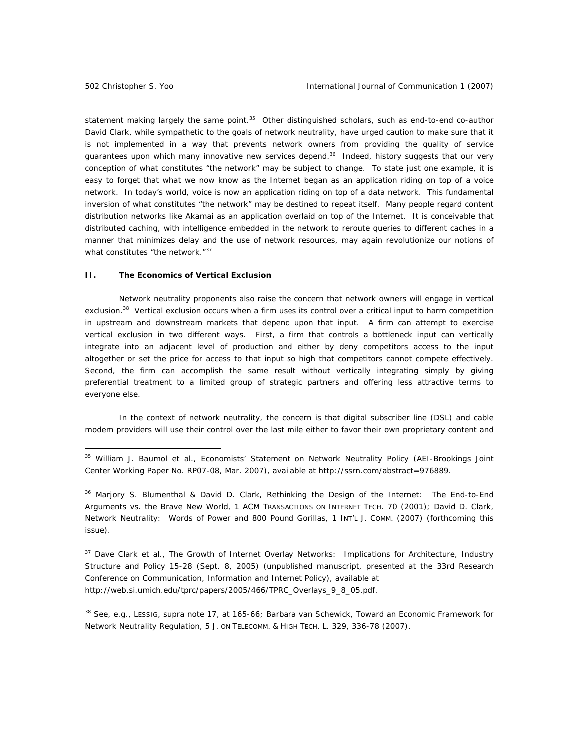statement making largely the same point.[35] Other distinguished scholars, such as end-to-end co-author David Clark, while sympathetic to the goals of network neutrality, have urged caution to make sure that it is not implemented in a way that prevents network owners from providing the quality of service guarantees upon which many innovative new services depend.[36] Indeed, history suggests that our very conception of what constitutes "the network" may be subject to change. To state just one example, it is easy to forget that what we now know as the Internet began as an application riding on top of a voice network. In today's world, voice is now an application riding on top of a data network. This fundamental inversion of what constitutes "the network" may be destined to repeat itself. Many people regard content distribution networks like Akamai as an application overlaid on top of the Internet. It is conceivable that distributed caching, with intelligence embedded in the network to reroute queries to different caches in a manner that minimizes delay and the use of network resources, may again revolutionize our notions of what constitutes "the network."[37]

## II. The Economics of Vertical Exclusion

Network neutrality proponents also raise the concern that network owners will engage in vertical exclusion.[38] Vertical exclusion occurs when a firm uses its control over a critical input to harm competition in upstream and downstream markets that depend upon that input. A firm can attempt to exercise vertical exclusion in two different ways. First, a firm that controls a bottleneck input can vertically integrate into an adjacent level of production and either by deny competitors access to the input altogether or set the price for access to that input so high that competitors cannot compete effectively. Second, the firm can accomplish the same result without vertically integrating simply by giving preferential treatment to a limited group of strategic partners and offering less attractive terms to everyone else.

In the context of network neutrality, the concern is that digital subscriber line (DSL) and cable modem providers will use their control over the last mile either to favor their own proprietary content and

---

[35] William J. Baumol et al., Economists' Statement on Network Neutrality Policy (AEI-Brookings Joint Center Working Paper No. RP07-08, Mar. 2007), available at http://ssrn.com/abstract=976889.

[36] Marjory S. Blumenthal & David D. Clark, Rethinking the Design of the Internet: The End-to-End Arguments vs. the Brave New World, 1 ACM TRANSACTIONS ON INTERNET TECH. 70 (2001); David D. Clark, Network Neutrality: Words of Power and 800 Pound Gorillas, 1 INT'L J. COMM. (2007) (forthcoming this issue).

[37] Dave Clark et al., The Growth of Internet Overlay Networks: Implications for Architecture, Industry Structure and Policy 15-28 (Sept. 8, 2005) (unpublished manuscript, presented at the 33rd Research Conference on Communication, Information and Internet Policy), available at http://web.si.umich.edu/tprc/papers/2005/466/TPRC_Overlays_9_8_05.pdf.

[38] See, e.g., LESSIG, supra note 17, at 165-66; Barbara van Schewick, Toward an Economic Framework for Network Neutrality Regulation, 5 J. ON TELECOMM. & HIGH TECH. L. 329, 336-78 (2007).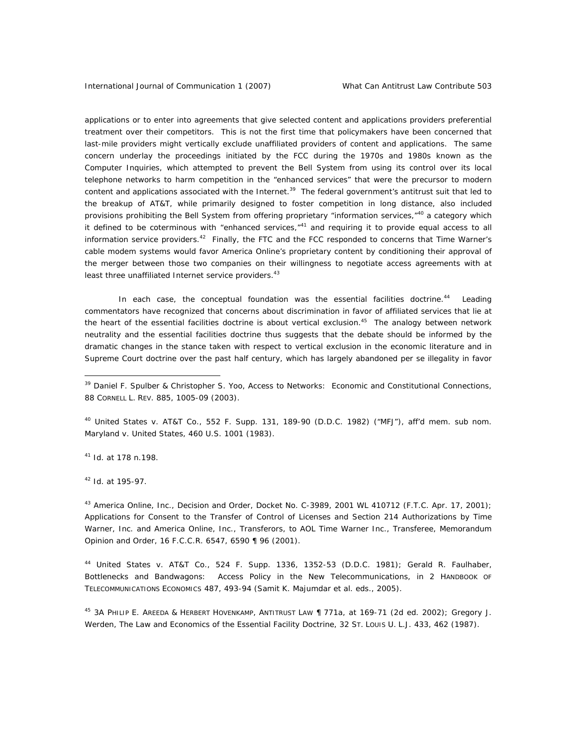applications or to enter into agreements that give selected content and applications providers preferential treatment over their competitors. This is not the first time that policymakers have been concerned that last-mile providers might vertically exclude unaffiliated providers of content and applications. The same concern underlay the proceedings initiated by the FCC during the 1970s and 1980s known as the Computer Inquiries, which attempted to prevent the Bell System from using its control over its local telephone networks to harm competition in the "enhanced services" that were the precursor to modern content and applications associated with the Internet.[39] The federal government's antitrust suit that led to the breakup of AT&T, while primarily designed to foster competition in long distance, also included provisions prohibiting the Bell System from offering proprietary "information services,"[40] a category which it defined to be coterminous with "enhanced services,"[41] and requiring it to provide equal access to all information service providers.[42] Finally, the FTC and the FCC responded to concerns that Time Warner's cable modem systems would favor America Online's proprietary content by conditioning their approval of the merger between those two companies on their willingness to negotiate access agreements with at least three unaffiliated Internet service providers.[43]

In each case, the conceptual foundation was the essential facilities doctrine.[44] Leading commentators have recognized that concerns about discrimination in favor of affiliated services that lie at the heart of the essential facilities doctrine is about vertical exclusion.[45] The analogy between network neutrality and the essential facilities doctrine thus suggests that the debate should be informed by the dramatic changes in the stance taken with respect to vertical exclusion in the economic literature and in Supreme Court doctrine over the past half century, which has largely abandoned per se illegality in favor

---

[39] Daniel F. Spulber & Christopher S. Yoo, Access to Networks: Economic and Constitutional Connections, 88 CORNELL L. REV. 885, 1005-09 (2003).

[40] United States v. AT&T Co., 552 F. Supp. 131, 189-90 (D.D.C. 1982) ("MFJ"), aff'd mem. sub nom. Maryland v. United States, 460 U.S. 1001 (1983).

[41] Id. at 178 n.198.

[42] Id. at 195-97.

[43] America Online, Inc., Decision and Order, Docket No. C-3989, 2001 WL 410712 (F.T.C. Apr. 17, 2001); Applications for Consent to the Transfer of Control of Licenses and Section 214 Authorizations by Time Warner, Inc. and America Online, Inc., Transferors, to AOL Time Warner Inc., Transferee, Memorandum Opinion and Order, 16 F.C.C.R. 6547, 6590 ¶ 96 (2001).

[44] United States v. AT&T Co., 524 F. Supp. 1336, 1352-53 (D.D.C. 1981); Gerald R. Faulhaber, Bottlenecks and Bandwagons: Access Policy in the New Telecommunications, in 2 HANDBOOK OF TELECOMMUNICATIONS ECONOMICS 487, 493-94 (Samit K. Majumdar et al. eds., 2005).

[45] 3A PHILIP E. AREEDA & HERBERT HOVENKAMP, ANTITRUST LAW ¶ 771a, at 169-71 (2d ed. 2002); Gregory J. Werden, The Law and Economics of the Essential Facility Doctrine, 32 ST. LOUIS U. L.J. 433, 462 (1987).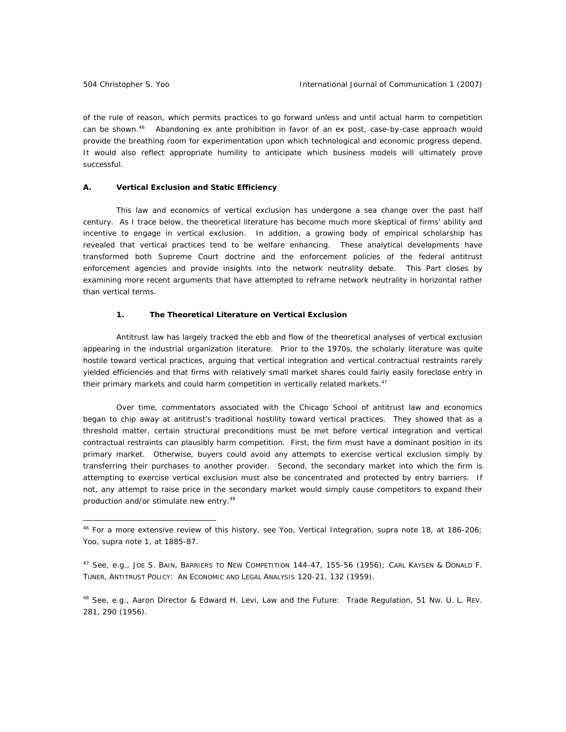of the rule of reason, which permits practices to go forward unless and until actual harm to competition can be shown.[46] Abandoning ex ante prohibition in favor of an ex post, case-by-case approach would provide the breathing room for experimentation upon which technological and economic progress depend. It would also reflect appropriate humility to anticipate which business models will ultimately prove successful.

### A. Vertical Exclusion and Static Efficiency

This law and economics of vertical exclusion has undergone a sea change over the past half century. As I trace below, the theoretical literature has become much more skeptical of firms' ability and incentive to engage in vertical exclusion. In addition, a growing body of empirical scholarship has revealed that vertical practices tend to be welfare enhancing. These analytical developments have transformed both Supreme Court doctrine and the enforcement policies of the federal antitrust enforcement agencies and provide insights into the network neutrality debate. This Part closes by examining more recent arguments that have attempted to reframe network neutrality in horizontal rather than vertical terms.

#### 1. The Theoretical Literature on Vertical Exclusion

Antitrust law has largely tracked the ebb and flow of the theoretical analyses of vertical exclusion appearing in the industrial organization literature. Prior to the 1970s, the scholarly literature was quite hostile toward vertical practices, arguing that vertical integration and vertical contractual restraints rarely yielded efficiencies and that firms with relatively small market shares could fairly easily foreclose entry in their primary markets and could harm competition in vertically related markets.[47]

Over time, commentators associated with the Chicago School of antitrust law and economics began to chip away at antitrust's traditional hostility toward vertical practices. They showed that as a threshold matter, certain structural preconditions must be met before vertical integration and vertical contractual restraints can plausibly harm competition. First, the firm must have a dominant position in its primary market. Otherwise, buyers could avoid any attempts to exercise vertical exclusion simply by transferring their purchases to another provider. Second, the secondary market into which the firm is attempting to exercise vertical exclusion must also be concentrated and protected by entry barriers. If not, any attempt to raise price in the secondary market would simply cause competitors to expand their production and/or stimulate new entry.[48]

---

[46] For a more extensive review of this history, see Yoo, Vertical Integration, supra note 18, at 186-206; Yoo, supra note 1, at 1885-87.

[47] See, e.g., JOE S. BAIN, BARRIERS TO NEW COMPETITION 144-47, 155-56 (1956); CARL KAYSEN & DONALD F. TUNER, ANTITRUST POLICY: AN ECONOMIC AND LEGAL ANALYSIS 120-21, 132 (1959).

[48] See, e.g., Aaron Director & Edward H. Levi, Law and the Future: Trade Regulation, 51 NW. U. L. REV. 281, 290 (1956).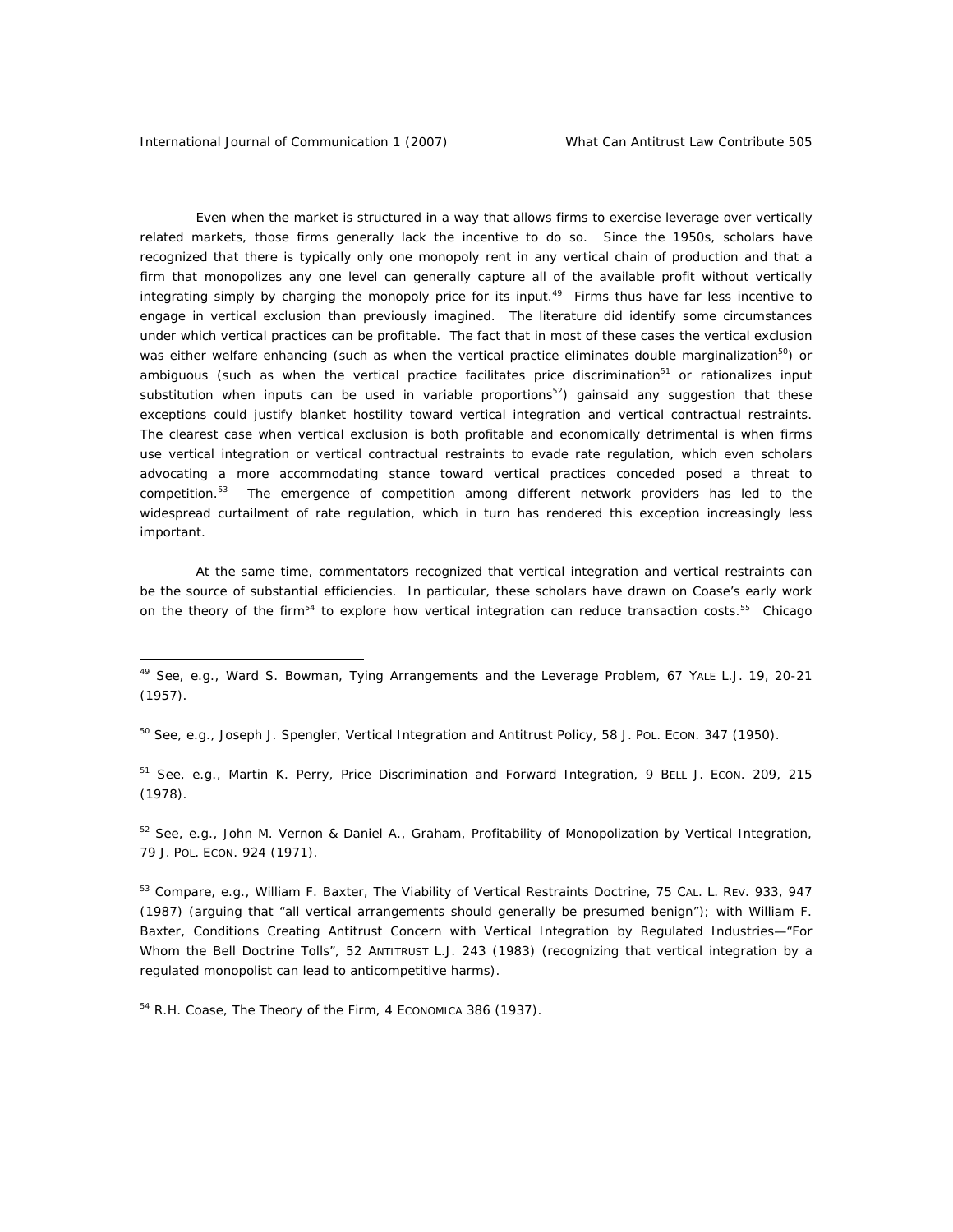Even when the market is structured in a way that allows firms to exercise leverage over vertically related markets, those firms generally lack the incentive to do so. Since the 1950s, scholars have recognized that there is typically only one monopoly rent in any vertical chain of production and that a firm that monopolizes any one level can generally capture all of the available profit without vertically integrating simply by charging the monopoly price for its input.[49] Firms thus have far less incentive to engage in vertical exclusion than previously imagined. The literature did identify some circumstances under which vertical practices can be profitable. The fact that in most of these cases the vertical exclusion was either welfare enhancing (such as when the vertical practice eliminates double marginalization[50]) or ambiguous (such as when the vertical practice facilitates price discrimination[51] or rationalizes input substitution when inputs can be used in variable proportions[52]) gainsaid any suggestion that these exceptions could justify blanket hostility toward vertical integration and vertical contractual restraints. The clearest case when vertical exclusion is both profitable and economically detrimental is when firms use vertical integration or vertical contractual restraints to evade rate regulation, which even scholars advocating a more accommodating stance toward vertical practices conceded posed a threat to competition.[53] The emergence of competition among different network providers has led to the widespread curtailment of rate regulation, which in turn has rendered this exception increasingly less important.

At the same time, commentators recognized that vertical integration and vertical restraints can be the source of substantial efficiencies. In particular, these scholars have drawn on Coase's early work on the theory of the firm[54] to explore how vertical integration can reduce transaction costs.[55] Chicago

---

[49] See, e.g., Ward S. Bowman, Tying Arrangements and the Leverage Problem, 67 YALE L.J. 19, 20-21 (1957).

[50] See, e.g., Joseph J. Spengler, Vertical Integration and Antitrust Policy, 58 J. POL. ECON. 347 (1950).

[51] See, e.g., Martin K. Perry, Price Discrimination and Forward Integration, 9 BELL J. ECON. 209, 215 (1978).

[52] See, e.g., John M. Vernon & Daniel A., Graham, Profitability of Monopolization by Vertical Integration, 79 J. POL. ECON. 924 (1971).

[53] Compare, e.g., William F. Baxter, The Viability of Vertical Restraints Doctrine, 75 CAL. L. REV. 933, 947 (1987) (arguing that "all vertical arrangements should generally be presumed benign"); with William F. Baxter, Conditions Creating Antitrust Concern with Vertical Integration by Regulated Industries—"For Whom the Bell Doctrine Tolls", 52 ANTITRUST L.J. 243 (1983) (recognizing that vertical integration by a regulated monopolist can lead to anticompetitive harms).

[54] R.H. Coase, The Theory of the Firm, 4 ECONOMICA 386 (1937).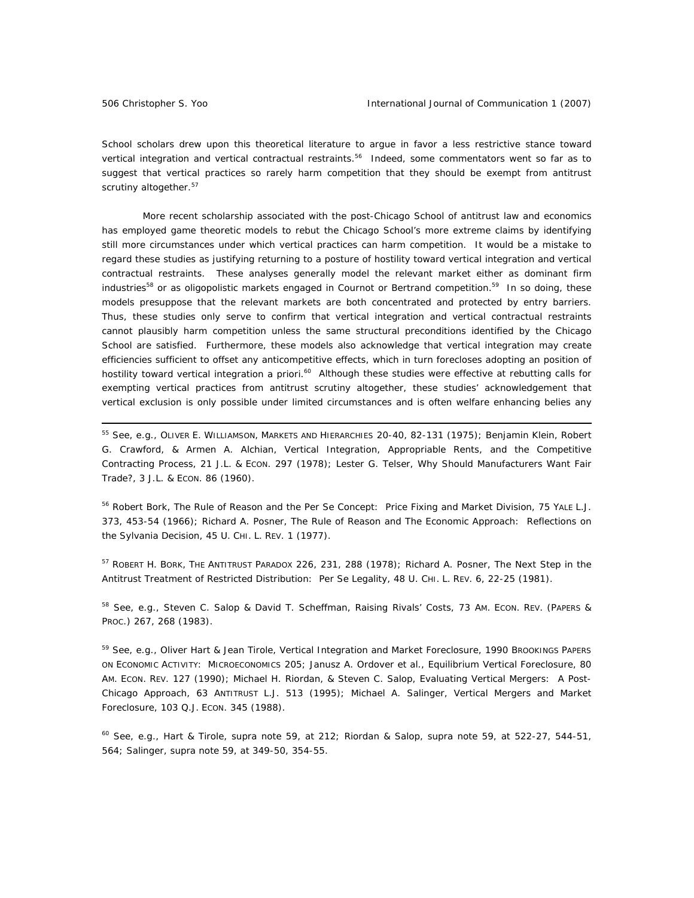School scholars drew upon this theoretical literature to argue in favor a less restrictive stance toward vertical integration and vertical contractual restraints.[56] Indeed, some commentators went so far as to suggest that vertical practices so rarely harm competition that they should be exempt from antitrust scrutiny altogether.[57]

More recent scholarship associated with the post-Chicago School of antitrust law and economics has employed game theoretic models to rebut the Chicago School's more extreme claims by identifying still more circumstances under which vertical practices can harm competition. It would be a mistake to regard these studies as justifying returning to a posture of hostility toward vertical integration and vertical contractual restraints. These analyses generally model the relevant market either as dominant firm industries[58] or as oligopolistic markets engaged in Cournot or Bertrand competition.[59] In so doing, these models presuppose that the relevant markets are both concentrated and protected by entry barriers. Thus, these studies only serve to confirm that vertical integration and vertical contractual restraints cannot plausibly harm competition unless the same structural preconditions identified by the Chicago School are satisfied. Furthermore, these models also acknowledge that vertical integration may create efficiencies sufficient to offset any anticompetitive effects, which in turn forecloses adopting an position of hostility toward vertical integration a priori.[60] Although these studies were effective at rebutting calls for exempting vertical practices from antitrust scrutiny altogether, these studies' acknowledgement that vertical exclusion is only possible under limited circumstances and is often welfare enhancing belies any

---

[55] See, e.g., OLIVER E. WILLIAMSON, MARKETS AND HIERARCHIES 20-40, 82-131 (1975); Benjamin Klein, Robert G. Crawford, & Armen A. Alchian, Vertical Integration, Appropriable Rents, and the Competitive Contracting Process, 21 J.L. & ECON. 297 (1978); Lester G. Telser, Why Should Manufacturers Want Fair Trade?, 3 J.L. & ECON. 86 (1960).

[56] Robert Bork, The Rule of Reason and the Per Se Concept: Price Fixing and Market Division, 75 YALE L.J. 373, 453-54 (1966); Richard A. Posner, The Rule of Reason and The Economic Approach: Reflections on the Sylvania Decision, 45 U. CHI. L. REV. 1 (1977).

[57] ROBERT H. BORK, THE ANTITRUST PARADOX 226, 231, 288 (1978); Richard A. Posner, The Next Step in the Antitrust Treatment of Restricted Distribution: Per Se Legality, 48 U. CHI. L. REV. 6, 22-25 (1981).

[58] See, e.g., Steven C. Salop & David T. Scheffman, Raising Rivals' Costs, 73 AM. ECON. REV. (PAPERS & PROC.) 267, 268 (1983).

[59] See, e.g., Oliver Hart & Jean Tirole, Vertical Integration and Market Foreclosure, 1990 BROOKINGS PAPERS ON ECONOMIC ACTIVITY: MICROECONOMICS 205; Janusz A. Ordover et al., Equilibrium Vertical Foreclosure, 80 AM. ECON. REV. 127 (1990); Michael H. Riordan, & Steven C. Salop, Evaluating Vertical Mergers: A Post-Chicago Approach, 63 ANTITRUST L.J. 513 (1995); Michael A. Salinger, Vertical Mergers and Market Foreclosure, 103 Q.J. ECON. 345 (1988).

[60] See, e.g., Hart & Tirole, supra note 59, at 212; Riordan & Salop, supra note 59, at 522-27, 544-51, 564; Salinger, supra note 59, at 349-50, 354-55.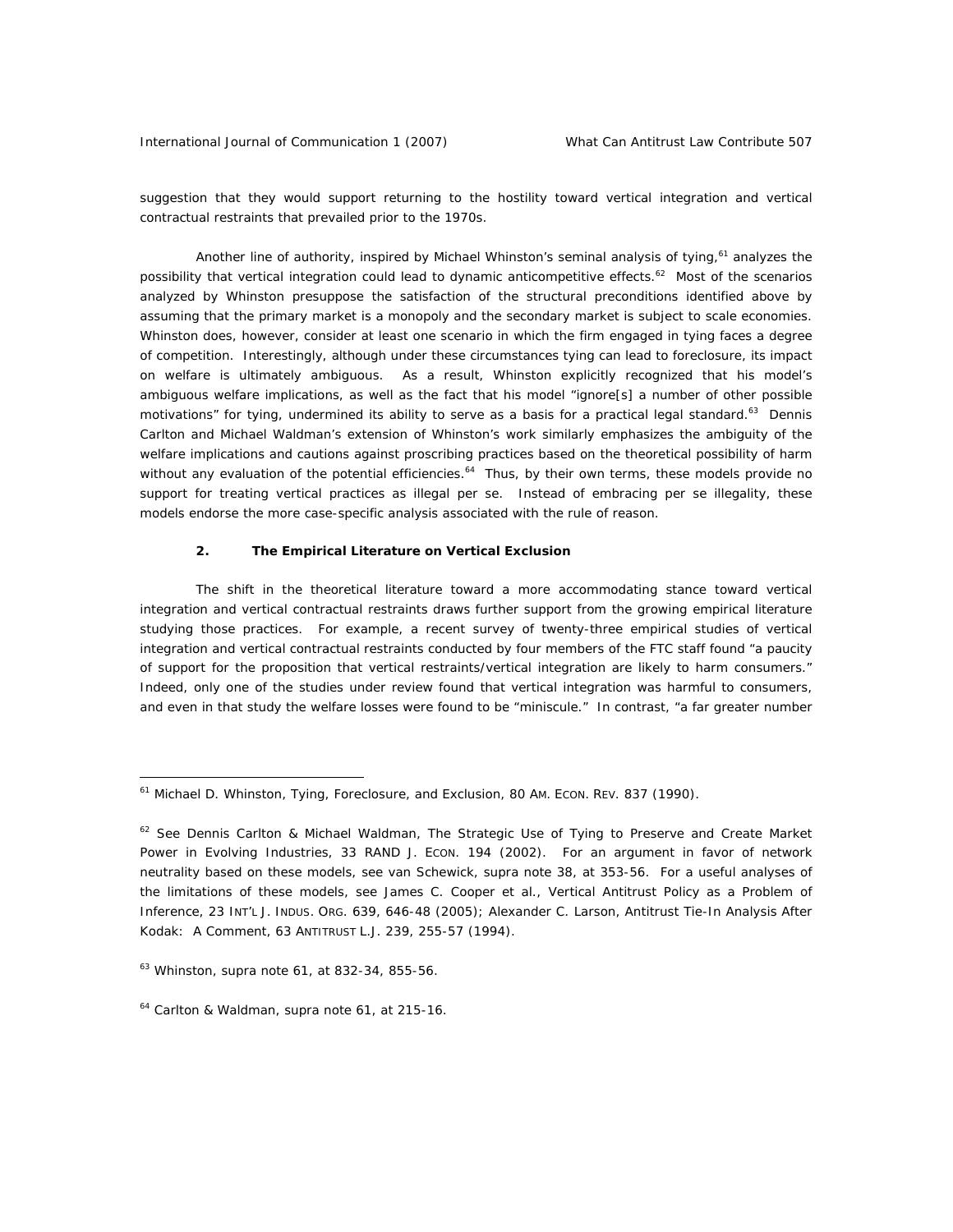suggestion that they would support returning to the hostility toward vertical integration and vertical contractual restraints that prevailed prior to the 1970s.

Another line of authority, inspired by Michael Whinston's seminal analysis of tying,[61] analyzes the possibility that vertical integration could lead to dynamic anticompetitive effects.[62] Most of the scenarios analyzed by Whinston presuppose the satisfaction of the structural preconditions identified above by assuming that the primary market is a monopoly and the secondary market is subject to scale economies. Whinston does, however, consider at least one scenario in which the firm engaged in tying faces a degree of competition. Interestingly, although under these circumstances tying can lead to foreclosure, its impact on welfare is ultimately ambiguous. As a result, Whinston explicitly recognized that his model's ambiguous welfare implications, as well as the fact that his model "ignore[s] a number of other possible motivations" for tying, undermined its ability to serve as a basis for a practical legal standard.[63] Dennis Carlton and Michael Waldman's extension of Whinston's work similarly emphasizes the ambiguity of the welfare implications and cautions against proscribing practices based on the theoretical possibility of harm without any evaluation of the potential efficiencies.[64] Thus, by their own terms, these models provide no support for treating vertical practices as illegal per se. Instead of embracing per se illegality, these models endorse the more case-specific analysis associated with the rule of reason.

#### 2. The Empirical Literature on Vertical Exclusion

The shift in the theoretical literature toward a more accommodating stance toward vertical integration and vertical contractual restraints draws further support from the growing empirical literature studying those practices. For example, a recent survey of twenty-three empirical studies of vertical integration and vertical contractual restraints conducted by four members of the FTC staff found "a paucity of support for the proposition that vertical restraints/vertical integration are likely to harm consumers." Indeed, only one of the studies under review found that vertical integration was harmful to consumers, and even in that study the welfare losses were found to be "miniscule." In contrast, "a far greater number

---

[61] Michael D. Whinston, Tying, Foreclosure, and Exclusion, 80 AM. ECON. REV. 837 (1990).

[62] See Dennis Carlton & Michael Waldman, The Strategic Use of Tying to Preserve and Create Market Power in Evolving Industries, 33 RAND J. ECON. 194 (2002). For an argument in favor of network neutrality based on these models, see van Schewick, supra note 38, at 353-56. For a useful analyses of the limitations of these models, see James C. Cooper et al., Vertical Antitrust Policy as a Problem of Inference, 23 INT'L J. INDUS. ORG. 639, 646-48 (2005); Alexander C. Larson, Antitrust Tie-In Analysis After Kodak: A Comment, 63 ANTITRUST L.J. 239, 255-57 (1994).

[63] Whinston, supra note 61, at 832-34, 855-56.

[64] Carlton & Waldman, supra note 61, at 215-16.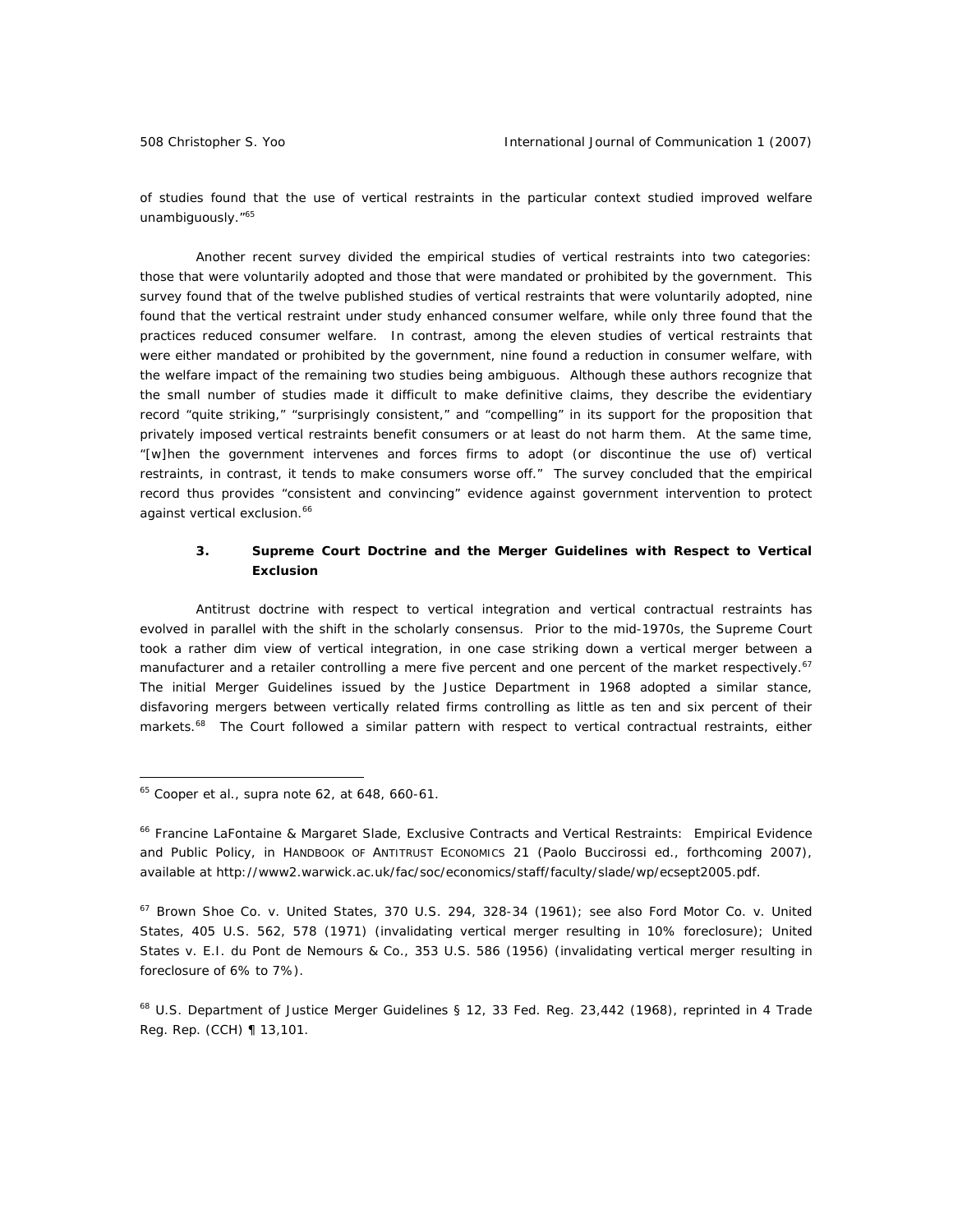of studies found that the use of vertical restraints in the particular context studied improved welfare unambiguously."[65]

Another recent survey divided the empirical studies of vertical restraints into two categories: those that were voluntarily adopted and those that were mandated or prohibited by the government. This survey found that of the twelve published studies of vertical restraints that were voluntarily adopted, nine found that the vertical restraint under study enhanced consumer welfare, while only three found that the practices reduced consumer welfare. In contrast, among the eleven studies of vertical restraints that were either mandated or prohibited by the government, nine found a reduction in consumer welfare, with the welfare impact of the remaining two studies being ambiguous. Although these authors recognize that the small number of studies made it difficult to make definitive claims, they describe the evidentiary record "quite striking," "surprisingly consistent," and "compelling" in its support for the proposition that privately imposed vertical restraints benefit consumers or at least do not harm them. At the same time, "[w]hen the government intervenes and forces firms to adopt (or discontinue the use of) vertical restraints, in contrast, it tends to make consumers worse off." The survey concluded that the empirical record thus provides "consistent and convincing" evidence against government intervention to protect against vertical exclusion.[66]

### 3. Supreme Court Doctrine and the Merger Guidelines with Respect to Vertical Exclusion

Antitrust doctrine with respect to vertical integration and vertical contractual restraints has evolved in parallel with the shift in the scholarly consensus. Prior to the mid-1970s, the Supreme Court took a rather dim view of vertical integration, in one case striking down a vertical merger between a manufacturer and a retailer controlling a mere five percent and one percent of the market respectively.[67] The initial Merger Guidelines issued by the Justice Department in 1968 adopted a similar stance, disfavoring mergers between vertically related firms controlling as little as ten and six percent of their markets.[68] The Court followed a similar pattern with respect to vertical contractual restraints, either

---

[65] Cooper et al., supra note 62, at 648, 660-61.

[66] Francine LaFontaine & Margaret Slade, Exclusive Contracts and Vertical Restraints: Empirical Evidence and Public Policy, in HANDBOOK OF ANTITRUST ECONOMICS 21 (Paolo Buccirossi ed., forthcoming 2007), available at http://www2.warwick.ac.uk/fac/soc/economics/staff/faculty/slade/wp/ecsept2005.pdf.

[67] Brown Shoe Co. v. United States, 370 U.S. 294, 328-34 (1961); see also Ford Motor Co. v. United States, 405 U.S. 562, 578 (1971) (invalidating vertical merger resulting in 10% foreclosure); United States v. E.I. du Pont de Nemours & Co., 353 U.S. 586 (1956) (invalidating vertical merger resulting in foreclosure of 6% to 7%).

[68] U.S. Department of Justice Merger Guidelines § 12, 33 Fed. Reg. 23,442 (1968), reprinted in 4 Trade Reg. Rep. (CCH) ¶ 13,101.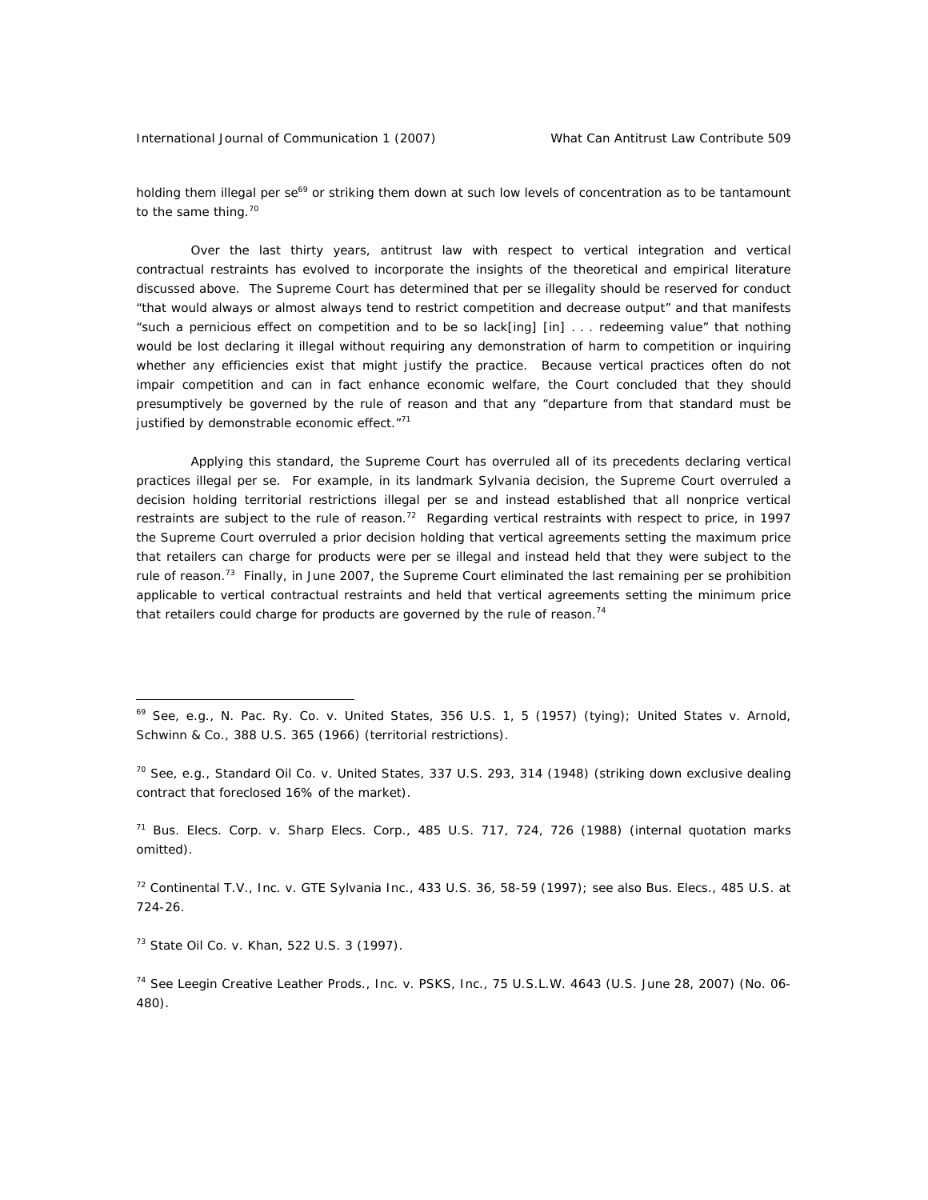holding them illegal per se[69] or striking them down at such low levels of concentration as to be tantamount to the same thing.[70]

Over the last thirty years, antitrust law with respect to vertical integration and vertical contractual restraints has evolved to incorporate the insights of the theoretical and empirical literature discussed above. The Supreme Court has determined that per se illegality should be reserved for conduct "that would always or almost always tend to restrict competition and decrease output" and that manifests "such a pernicious effect on competition and to be so lack[ing] [in] . . . redeeming value" that nothing would be lost declaring it illegal without requiring any demonstration of harm to competition or inquiring whether any efficiencies exist that might justify the practice. Because vertical practices often do not impair competition and can in fact enhance economic welfare, the Court concluded that they should presumptively be governed by the rule of reason and that any "departure from that standard must be justified by demonstrable economic effect."[71]

Applying this standard, the Supreme Court has overruled all of its precedents declaring vertical practices illegal per se. For example, in its landmark *Sylvania* decision, the Supreme Court overruled a decision holding territorial restrictions illegal per se and instead established that all nonprice vertical restraints are subject to the rule of reason.[72] Regarding vertical restraints with respect to price, in 1997 the Supreme Court overruled a prior decision holding that vertical agreements setting the maximum price that retailers can charge for products were per se illegal and instead held that they were subject to the rule of reason.[73] Finally, in June 2007, the Supreme Court eliminated the last remaining per se prohibition applicable to vertical contractual restraints and held that vertical agreements setting the minimum price that retailers could charge for products are governed by the rule of reason.[74]

---

[69] *See, e.g.*, N. Pac. Ry. Co. v. United States, 356 U.S. 1, 5 (1957) (tying); United States v. Arnold, Schwinn & Co., 388 U.S. 365 (1966) (territorial restrictions).

[70] *See, e.g.*, Standard Oil Co. v. United States, 337 U.S. 293, 314 (1948) (striking down exclusive dealing contract that foreclosed 16% of the market).

[71] Bus. Elecs. Corp. v. Sharp Elecs. Corp., 485 U.S. 717, 724, 726 (1988) (internal quotation marks omitted).

[72] Continental T.V., Inc. v. GTE Sylvania Inc., 433 U.S. 36, 58-59 (1997); *see also Bus. Elecs.*, 485 U.S. at 724-26.

[73] State Oil Co. v. Khan, 522 U.S. 3 (1997).

[74] *See* Leegin Creative Leather Prods., Inc. v. PSKS, Inc., 75 U.S.L.W. 4643 (U.S. June 28, 2007) (No. 06-480).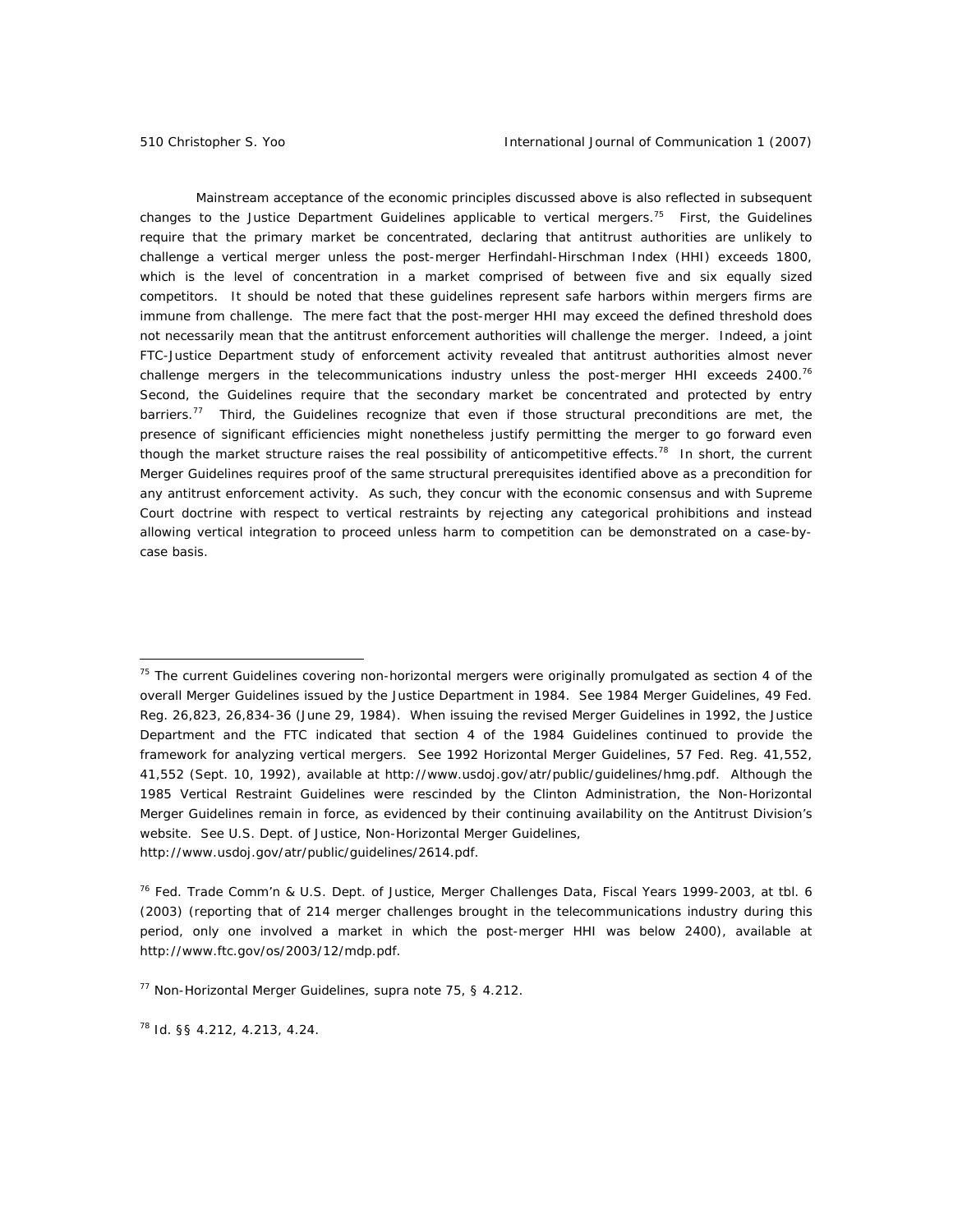Mainstream acceptance of the economic principles discussed above is also reflected in subsequent changes to the Justice Department Guidelines applicable to vertical mergers.[75] First, the Guidelines require that the primary market be concentrated, declaring that antitrust authorities are unlikely to challenge a vertical merger unless the post-merger Herfindahl-Hirschman Index (HHI) exceeds 1800, which is the level of concentration in a market comprised of between five and six equally sized competitors. It should be noted that these guidelines represent safe harbors within mergers firms are immune from challenge. The mere fact that the post-merger HHI may exceed the defined threshold does not necessarily mean that the antitrust enforcement authorities will challenge the merger. Indeed, a joint FTC-Justice Department study of enforcement activity revealed that antitrust authorities almost never challenge mergers in the telecommunications industry unless the post-merger HHI exceeds 2400.[76] Second, the Guidelines require that the secondary market be concentrated and protected by entry barriers.[77] Third, the Guidelines recognize that even if those structural preconditions are met, the presence of significant efficiencies might nonetheless justify permitting the merger to go forward even though the market structure raises the real possibility of anticompetitive effects.[78] In short, the current Merger Guidelines requires proof of the same structural prerequisites identified above as a precondition for any antitrust enforcement activity. As such, they concur with the economic consensus and with Supreme Court doctrine with respect to vertical restraints by rejecting any categorical prohibitions and instead allowing vertical integration to proceed unless harm to competition can be demonstrated on a case-by-case basis.

---

[75] The current Guidelines covering non-horizontal mergers were originally promulgated as section 4 of the overall Merger Guidelines issued by the Justice Department in 1984. See 1984 Merger Guidelines, 49 Fed. Reg. 26,823, 26,834-36 (June 29, 1984). When issuing the revised Merger Guidelines in 1992, the Justice Department and the FTC indicated that section 4 of the 1984 Guidelines continued to provide the framework for analyzing vertical mergers. See 1992 Horizontal Merger Guidelines, 57 Fed. Reg. 41,552, 41,552 (Sept. 10, 1992), available at http://www.usdoj.gov/atr/public/guidelines/hmg.pdf. Although the 1985 Vertical Restraint Guidelines were rescinded by the Clinton Administration, the Non-Horizontal Merger Guidelines remain in force, as evidenced by their continuing availability on the Antitrust Division's website. See U.S. Dept. of Justice, Non-Horizontal Merger Guidelines, http://www.usdoj.gov/atr/public/guidelines/2614.pdf.

[76] Fed. Trade Comm'n & U.S. Dept. of Justice, Merger Challenges Data, Fiscal Years 1999-2003, at tbl. 6 (2003) (reporting that of 214 merger challenges brought in the telecommunications industry during this period, only one involved a market in which the post-merger HHI was below 2400), available at http://www.ftc.gov/os/2003/12/mdp.pdf.

[77] Non-Horizontal Merger Guidelines, supra note 75, § 4.212.

[78] Id. §§ 4.212, 4.213, 4.24.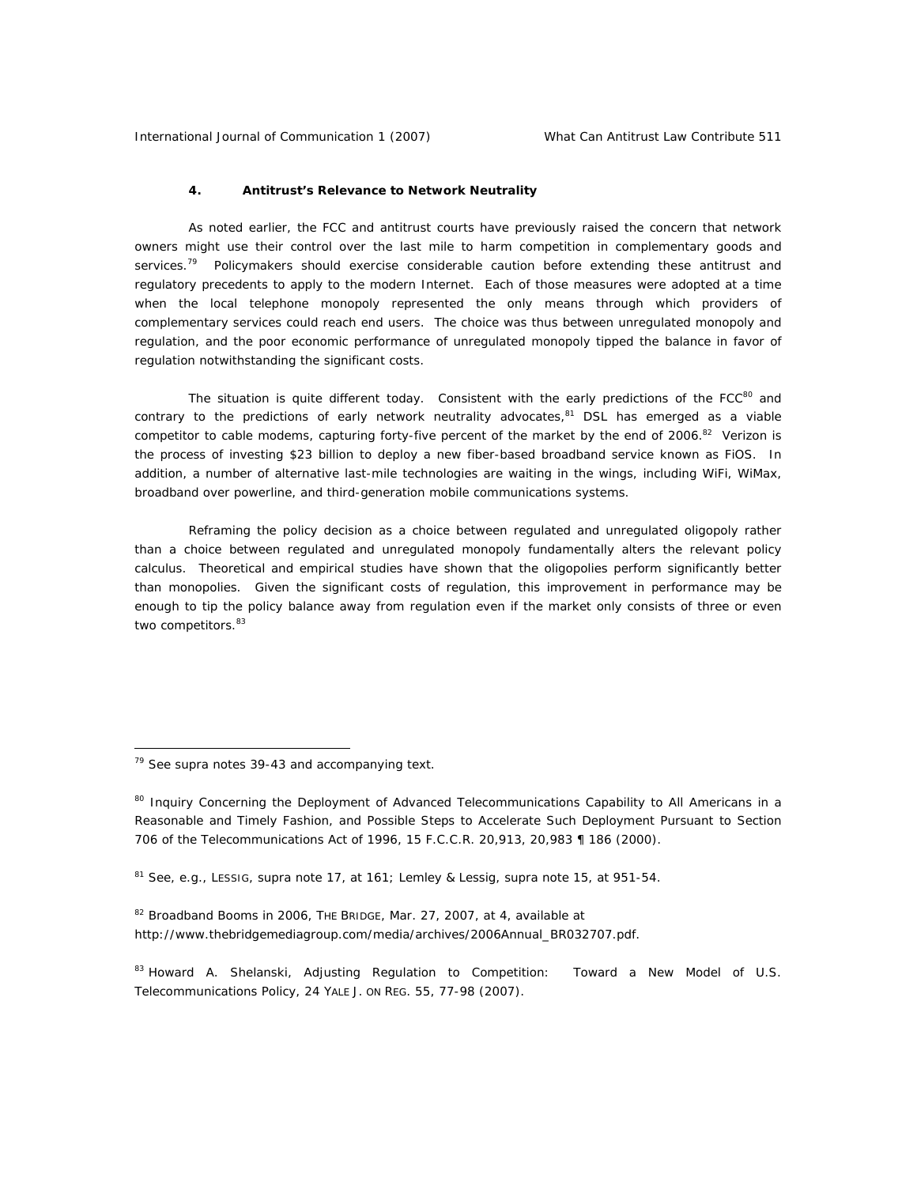### 4. Antitrust's Relevance to Network Neutrality

As noted earlier, the FCC and antitrust courts have previously raised the concern that network owners might use their control over the last mile to harm competition in complementary goods and services.[79] Policymakers should exercise considerable caution before extending these antitrust and regulatory precedents to apply to the modern Internet. Each of those measures were adopted at a time when the local telephone monopoly represented the only means through which providers of complementary services could reach end users. The choice was thus between unregulated monopoly and regulation, and the poor economic performance of unregulated monopoly tipped the balance in favor of regulation notwithstanding the significant costs.

The situation is quite different today. Consistent with the early predictions of the FCC[80] and contrary to the predictions of early network neutrality advocates,[81] DSL has emerged as a viable competitor to cable modems, capturing forty-five percent of the market by the end of 2006.[82] Verizon is the process of investing $23 billion to deploy a new fiber-based broadband service known as FiOS. In addition, a number of alternative last-mile technologies are waiting in the wings, including WiFi, WiMax, broadband over powerline, and third-generation mobile communications systems.

Reframing the policy decision as a choice between regulated and unregulated oligopoly rather than a choice between regulated and unregulated monopoly fundamentally alters the relevant policy calculus. Theoretical and empirical studies have shown that the oligopolies perform significantly better than monopolies. Given the significant costs of regulation, this improvement in performance may be enough to tip the policy balance away from regulation even if the market only consists of three or even two competitors.[83]

---

[79] See supra notes 39-43 and accompanying text.

[80] Inquiry Concerning the Deployment of Advanced Telecommunications Capability to All Americans in a Reasonable and Timely Fashion, and Possible Steps to Accelerate Such Deployment Pursuant to Section 706 of the Telecommunications Act of 1996, 15 F.C.C.R. 20,913, 20,983 ¶ 186 (2000).

[81] See, e.g., LESSIG, supra note 17, at 161; Lemley & Lessig, supra note 15, at 951-54.

[82] Broadband Booms in 2006, THE BRIDGE, Mar. 27, 2007, at 4, available at http://www.thebridgemediagroup.com/media/archives/2006Annual_BR032707.pdf.

[83] Howard A. Shelanski, Adjusting Regulation to Competition: Toward a New Model of U.S. Telecommunications Policy, 24 YALE J. ON REG. 55, 77-98 (2007).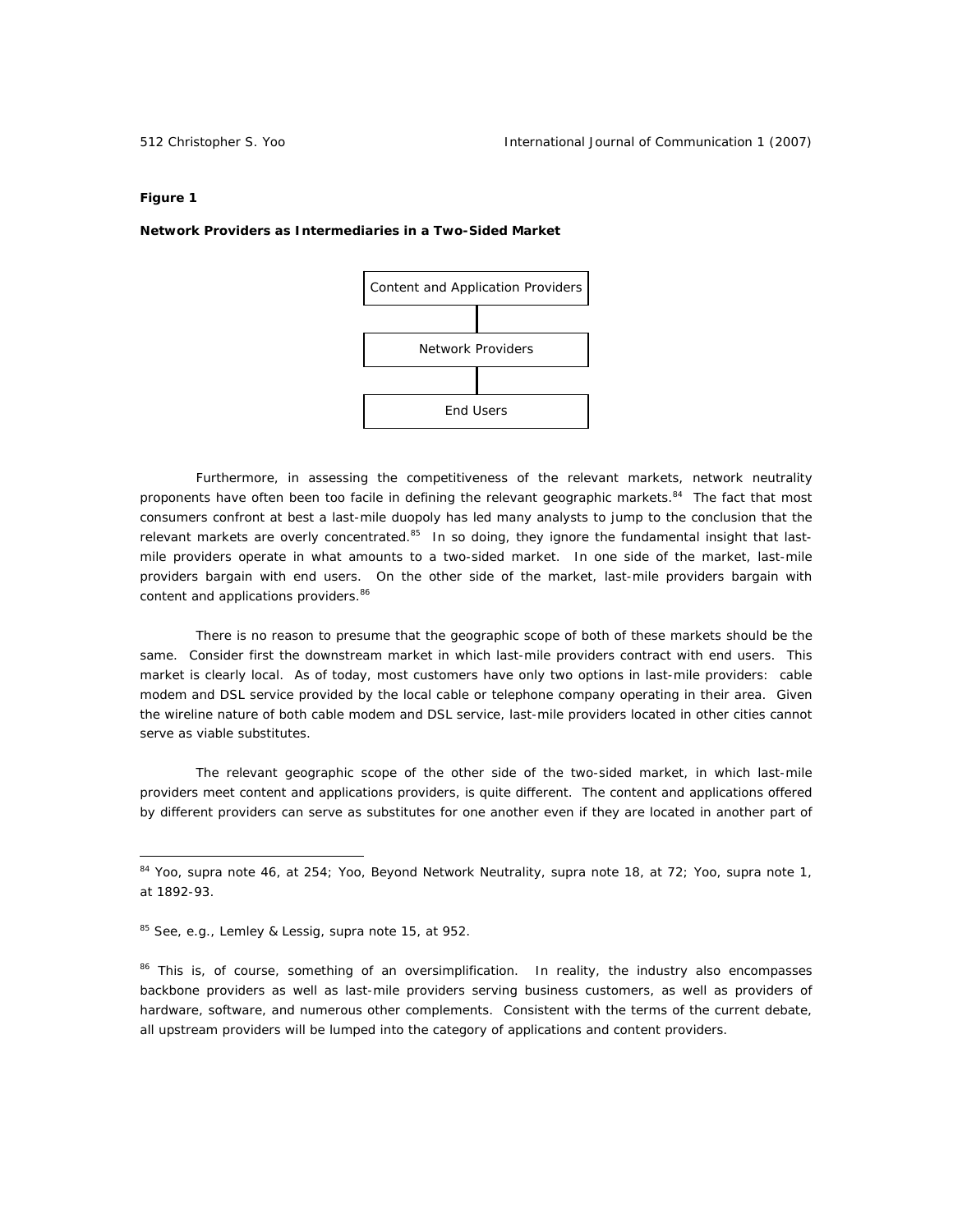**Figure 1**

**Network Providers as Intermediaries in a Two-Sided Market**

Content and Application Providers

Network Providers

End Users

Furthermore, in assessing the competitiveness of the relevant markets, network neutrality proponents have often been too facile in defining the relevant geographic markets.[84] The fact that most consumers confront at best a last-mile duopoly has led many analysts to jump to the conclusion that the relevant markets are overly concentrated.[85] In so doing, they ignore the fundamental insight that last-mile providers operate in what amounts to a two-sided market. In one side of the market, last-mile providers bargain with end users. On the other side of the market, last-mile providers bargain with content and applications providers.[86]

There is no reason to presume that the geographic scope of both of these markets should be the same. Consider first the downstream market in which last-mile providers contract with end users. This market is clearly local. As of today, most customers have only two options in last-mile providers: cable modem and DSL service provided by the local cable or telephone company operating in their area. Given the wireline nature of both cable modem and DSL service, last-mile providers located in other cities cannot serve as viable substitutes.

The relevant geographic scope of the other side of the two-sided market, in which last-mile providers meet content and applications providers, is quite different. The content and applications offered by different providers can serve as substitutes for one another even if they are located in another part of

[84] Yoo, supra note 46, at 254; Yoo, Beyond Network Neutrality, supra note 18, at 72; Yoo, supra note 1, at 1892-93.

[85] See, e.g., Lemley & Lessig, supra note 15, at 952.

[86] This is, of course, something of an oversimplification. In reality, the industry also encompasses backbone providers as well as last-mile providers serving business customers, as well as providers of hardware, software, and numerous other complements. Consistent with the terms of the current debate, all upstream providers will be lumped into the category of applications and content providers.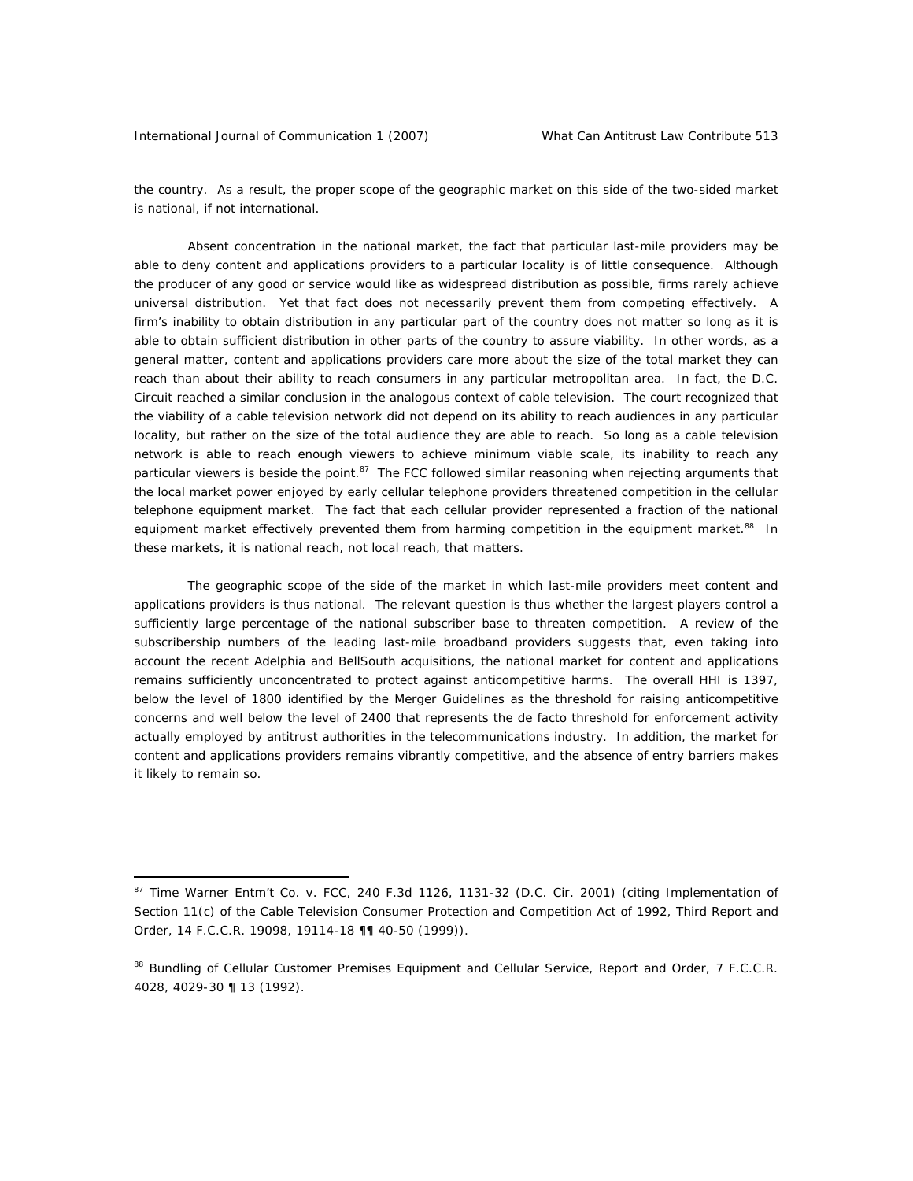the country. As a result, the proper scope of the geographic market on this side of the two-sided market is national, if not international.

Absent concentration in the national market, the fact that particular last-mile providers may be able to deny content and applications providers to a particular locality is of little consequence. Although the producer of any good or service would like as widespread distribution as possible, firms rarely achieve universal distribution. Yet that fact does not necessarily prevent them from competing effectively. A firm's inability to obtain distribution in any particular part of the country does not matter so long as it is able to obtain sufficient distribution in other parts of the country to assure viability. In other words, as a general matter, content and applications providers care more about the size of the total market they can reach than about their ability to reach consumers in any particular metropolitan area. In fact, the D.C. Circuit reached a similar conclusion in the analogous context of cable television. The court recognized that the viability of a cable television network did not depend on its ability to reach audiences in any particular locality, but rather on the size of the total audience they are able to reach. So long as a cable television network is able to reach enough viewers to achieve minimum viable scale, its inability to reach any particular viewers is beside the point.[87] The FCC followed similar reasoning when rejecting arguments that the local market power enjoyed by early cellular telephone providers threatened competition in the cellular telephone equipment market. The fact that each cellular provider represented a fraction of the national equipment market effectively prevented them from harming competition in the equipment market.[88] In these markets, it is national reach, not local reach, that matters.

The geographic scope of the side of the market in which last-mile providers meet content and applications providers is thus national. The relevant question is thus whether the largest players control a sufficiently large percentage of the national subscriber base to threaten competition. A review of the subscribership numbers of the leading last-mile broadband providers suggests that, even taking into account the recent Adelphia and BellSouth acquisitions, the national market for content and applications remains sufficiently unconcentrated to protect against anticompetitive harms. The overall HHI is 1397, below the level of 1800 identified by the Merger Guidelines as the threshold for raising anticompetitive concerns and well below the level of 2400 that represents the de facto threshold for enforcement activity actually employed by antitrust authorities in the telecommunications industry. In addition, the market for content and applications providers remains vibrantly competitive, and the absence of entry barriers makes it likely to remain so.

---

[87] *Time Warner Entm't Co. v. FCC*, 240 F.3d 1126, 1131-32 (D.C. Cir. 2001) (citing Implementation of Section 11(c) of the Cable Television Consumer Protection and Competition Act of 1992, Third Report and Order, 14 F.C.C.R. 19098, 19114-18 ¶¶ 40-50 (1999)).

[88] Bundling of Cellular Customer Premises Equipment and Cellular Service, Report and Order, 7 F.C.C.R. 4028, 4029-30 ¶ 13 (1992).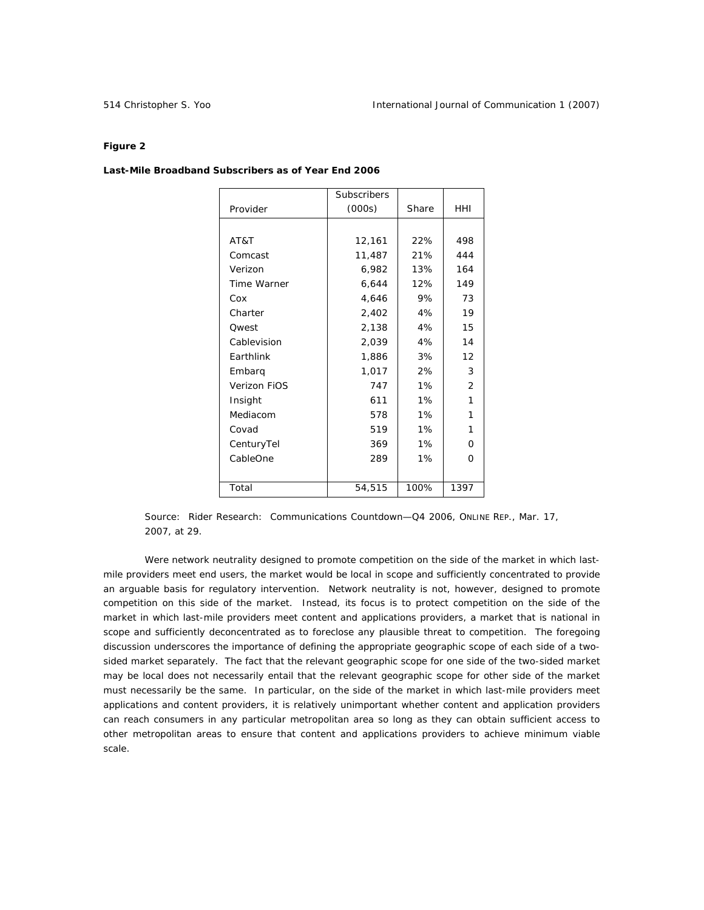**Figure 2**

**Last-Mile Broadband Subscribers as of Year End 2006**

| Provider | Subscribers (000s) | Share | HHI |
|---|---|---|---|
| AT&T | 12,161 | 22% | 498 |
| Comcast | 11,487 | 21% | 444 |
| Verizon | 6,982 | 13% | 164 |
| Time Warner | 6,644 | 12% | 149 |
| Cox | 4,646 | 9% | 73 |
| Charter | 2,402 | 4% | 19 |
| Qwest | 2,138 | 4% | 15 |
| Cablevision | 2,039 | 4% | 14 |
| Earthlink | 1,886 | 3% | 12 |
| Embarq | 1,017 | 2% | 3 |
| Verizon FiOS | 747 | 1% | 2 |
| Insight | 611 | 1% | 1 |
| Mediacom | 578 | 1% | 1 |
| Covad | 519 | 1% | 1 |
| CenturyTel | 369 | 1% | 0 |
| CableOne | 289 | 1% | 0 |
| Total | 54,515 | 100% | 1397 |

Source: Rider Research: Communications Countdown—Q4 2006, ONLINE REP., Mar. 17, 2007, at 29.

Were network neutrality designed to promote competition on the side of the market in which last-mile providers meet end users, the market would be local in scope and sufficiently concentrated to provide an arguable basis for regulatory intervention. Network neutrality is not, however, designed to promote competition on this side of the market. Instead, its focus is to protect competition on the side of the market in which last-mile providers meet content and applications providers, a market that is national in scope and sufficiently deconcentrated as to foreclose any plausible threat to competition. The foregoing discussion underscores the importance of defining the appropriate geographic scope of each side of a two-sided market separately. The fact that the relevant geographic scope for one side of the two-sided market may be local does not necessarily entail that the relevant geographic scope for other side of the market must necessarily be the same. In particular, on the side of the market in which last-mile providers meet applications and content providers, it is relatively unimportant whether content and application providers can reach consumers in any particular metropolitan area so long as they can obtain sufficient access to other metropolitan areas to ensure that content and applications providers to achieve minimum viable scale.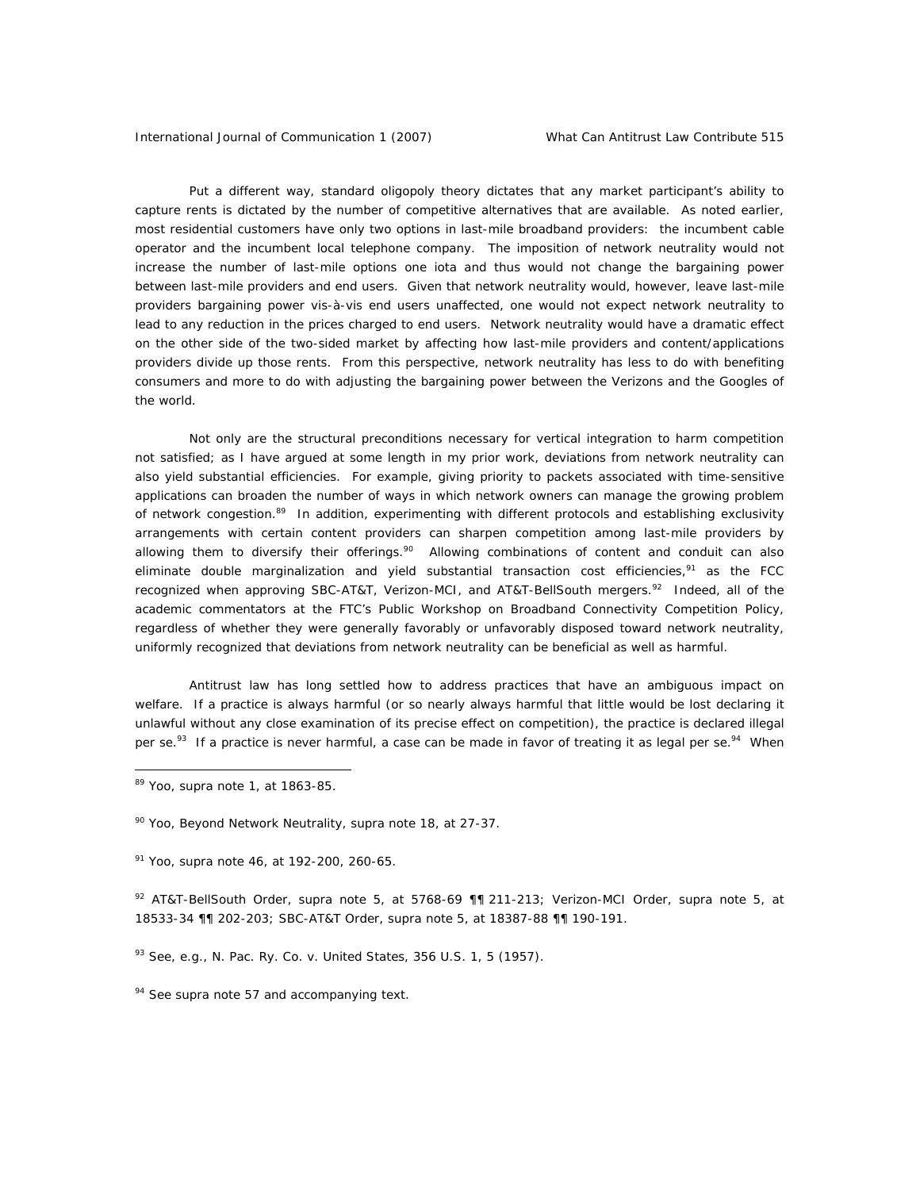Put a different way, standard oligopoly theory dictates that any market participant's ability to capture rents is dictated by the number of competitive alternatives that are available. As noted earlier, most residential customers have only two options in last-mile broadband providers: the incumbent cable operator and the incumbent local telephone company. The imposition of network neutrality would not increase the number of last-mile options one iota and thus would not change the bargaining power between last-mile providers and end users. Given that network neutrality would, however, leave last-mile providers bargaining power vis-à-vis end users unaffected, one would not expect network neutrality to lead to any reduction in the prices charged to end users. Network neutrality would have a dramatic effect on the other side of the two-sided market by affecting how last-mile providers and content/applications providers divide up those rents. From this perspective, network neutrality has less to do with benefiting consumers and more to do with adjusting the bargaining power between the Verizons and the Googles of the world.

Not only are the structural preconditions necessary for vertical integration to harm competition not satisfied; as I have argued at some length in my prior work, deviations from network neutrality can also yield substantial efficiencies. For example, giving priority to packets associated with time-sensitive applications can broaden the number of ways in which network owners can manage the growing problem of network congestion.[89] In addition, experimenting with different protocols and establishing exclusivity arrangements with certain content providers can sharpen competition among last-mile providers by allowing them to diversify their offerings.[90] Allowing combinations of content and conduit can also eliminate double marginalization and yield substantial transaction cost efficiencies,[91] as the FCC recognized when approving SBC-AT&T, Verizon-MCI, and AT&T-BellSouth mergers.[92] Indeed, all of the academic commentators at the FTC's Public Workshop on Broadband Connectivity Competition Policy, regardless of whether they were generally favorably or unfavorably disposed toward network neutrality, uniformly recognized that deviations from network neutrality can be beneficial as well as harmful.

Antitrust law has long settled how to address practices that have an ambiguous impact on welfare. If a practice is always harmful (or so nearly always harmful that little would be lost declaring it unlawful without any close examination of its precise effect on competition), the practice is declared illegal per se.[93] If a practice is never harmful, a case can be made in favor of treating it as legal per se.[94] When

---

[89] Yoo, *supra* note 1, at 1863-85.

[90] Yoo, *Beyond Network Neutrality*, *supra* note 18, at 27-37.

[91] Yoo, *supra* note 46, at 192-200, 260-65.

[92] AT&T-BellSouth Order, *supra* note 5, at 5768-69 ¶¶ 211-213; Verizon-MCI Order, *supra* note 5, at 18533-34 ¶¶ 202-203; SBC-AT&T Order, *supra* note 5, at 18387-88 ¶¶ 190-191.

[93] *See, e.g.*, N. Pac. Ry. Co. v. United States, 356 U.S. 1, 5 (1957).

[94] *See supra* note 57 and accompanying text.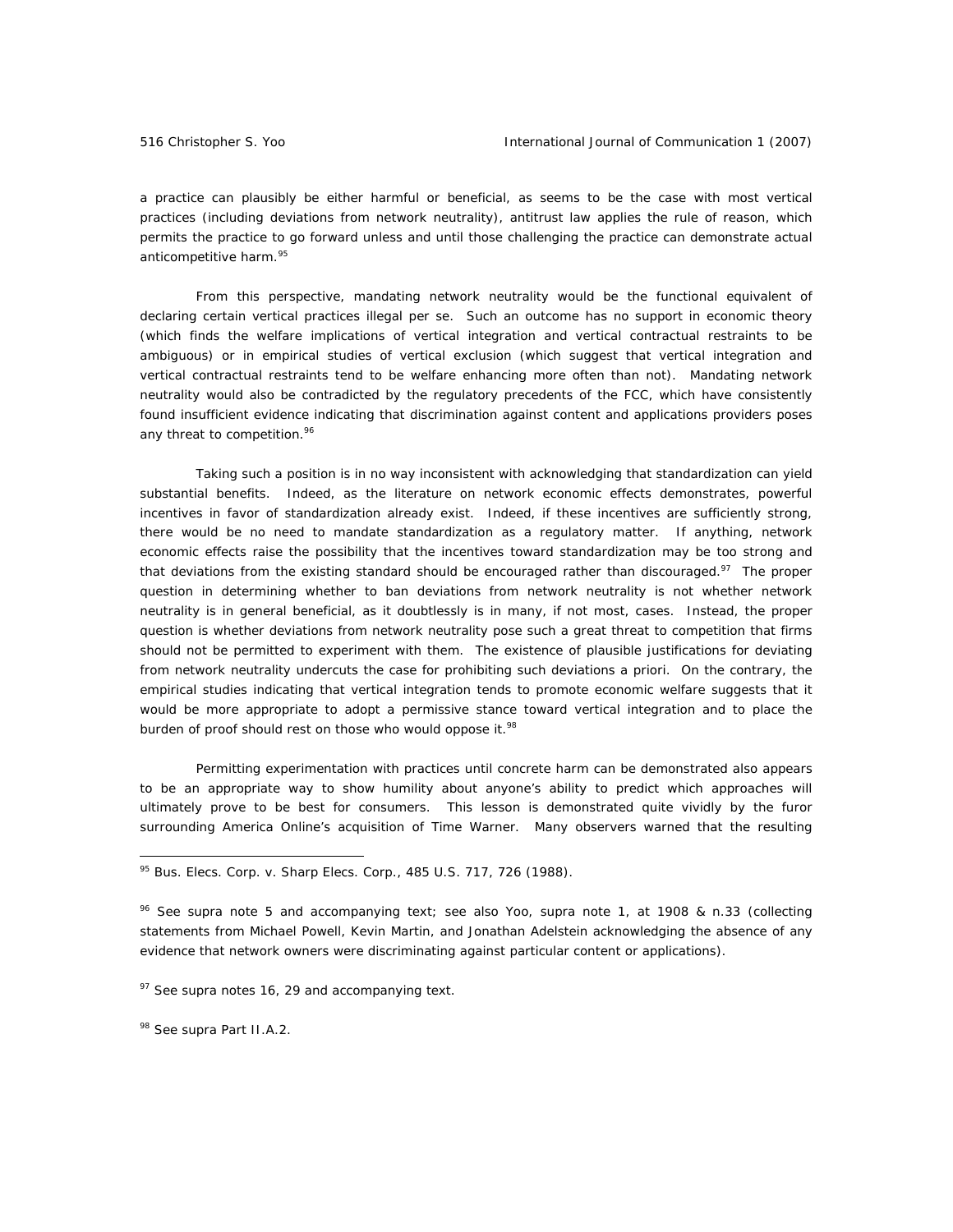a practice can plausibly be either harmful or beneficial, as seems to be the case with most vertical practices (including deviations from network neutrality), antitrust law applies the rule of reason, which permits the practice to go forward unless and until those challenging the practice can demonstrate actual anticompetitive harm.[95]

From this perspective, mandating network neutrality would be the functional equivalent of declaring certain vertical practices illegal per se. Such an outcome has no support in economic theory (which finds the welfare implications of vertical integration and vertical contractual restraints to be ambiguous) or in empirical studies of vertical exclusion (which suggest that vertical integration and vertical contractual restraints tend to be welfare enhancing more often than not). Mandating network neutrality would also be contradicted by the regulatory precedents of the FCC, which have consistently found insufficient evidence indicating that discrimination against content and applications providers poses any threat to competition.[96]

Taking such a position is in no way inconsistent with acknowledging that standardization can yield substantial benefits. Indeed, as the literature on network economic effects demonstrates, powerful incentives in favor of standardization already exist. Indeed, if these incentives are sufficiently strong, there would be no need to mandate standardization as a regulatory matter. If anything, network economic effects raise the possibility that the incentives toward standardization may be too strong and that deviations from the existing standard should be encouraged rather than discouraged.[97] The proper question in determining whether to ban deviations from network neutrality is not whether network neutrality is in general beneficial, as it doubtlessly is in many, if not most, cases. Instead, the proper question is whether deviations from network neutrality pose such a great threat to competition that firms should not be permitted to experiment with them. The existence of plausible justifications for deviating from network neutrality undercuts the case for prohibiting such deviations a priori. On the contrary, the empirical studies indicating that vertical integration tends to promote economic welfare suggests that it would be more appropriate to adopt a permissive stance toward vertical integration and to place the burden of proof should rest on those who would oppose it.[98]

Permitting experimentation with practices until concrete harm can be demonstrated also appears to be an appropriate way to show humility about anyone's ability to predict which approaches will ultimately prove to be best for consumers. This lesson is demonstrated quite vividly by the furor surrounding America Online's acquisition of Time Warner. Many observers warned that the resulting

---

[95] *Bus. Elecs. Corp. v. Sharp Elecs. Corp.*, 485 U.S. 717, 726 (1988).

[96] *See supra* note 5 and accompanying text; *see also* Yoo, *supra* note 1, at 1908 & n.33 (collecting statements from Michael Powell, Kevin Martin, and Jonathan Adelstein acknowledging the absence of any evidence that network owners were discriminating against particular content or applications).

[97] *See supra* notes 16, 29 and accompanying text.

[98] *See supra* Part II.A.2.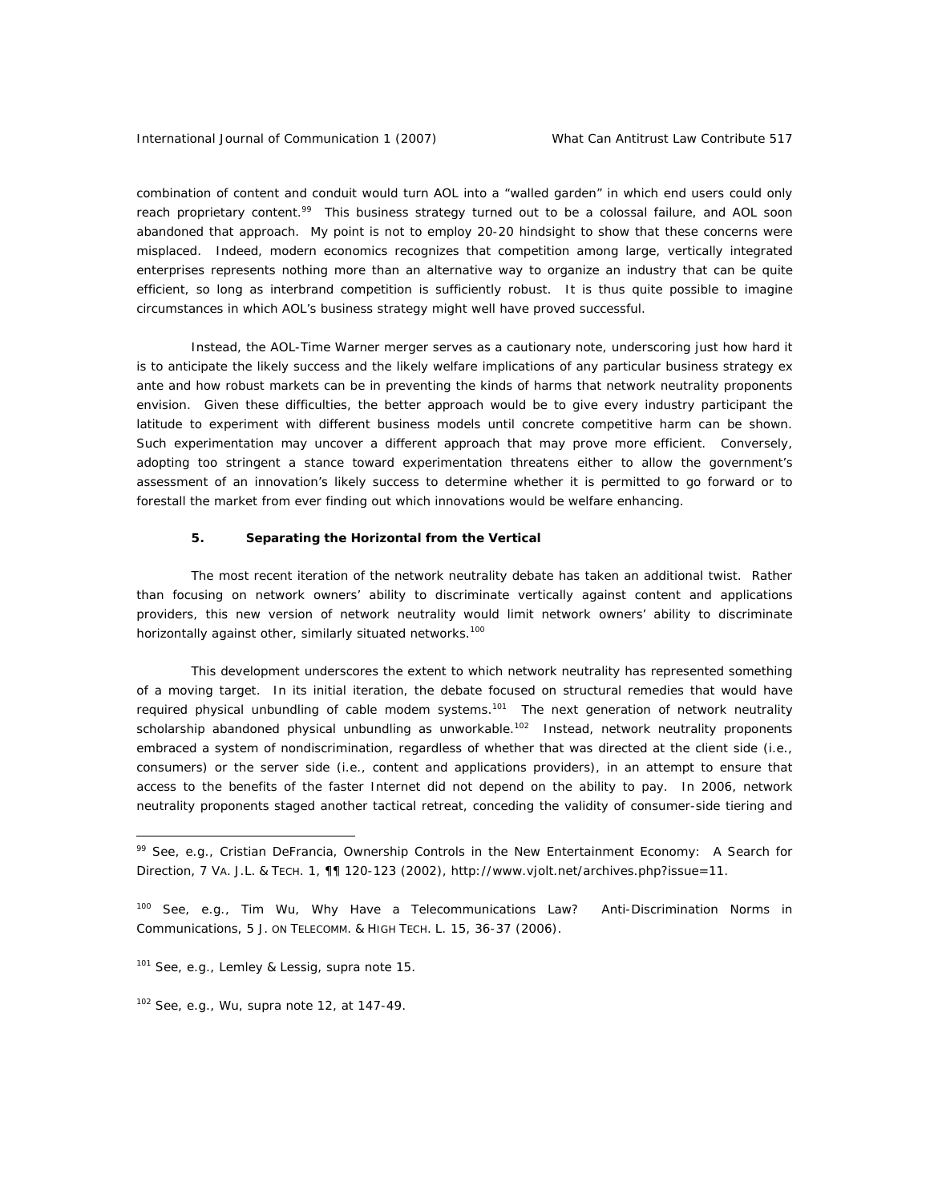combination of content and conduit would turn AOL into a "walled garden" in which end users could only reach proprietary content.[99] This business strategy turned out to be a colossal failure, and AOL soon abandoned that approach. My point is not to employ 20-20 hindsight to show that these concerns were misplaced. Indeed, modern economics recognizes that competition among large, vertically integrated enterprises represents nothing more than an alternative way to organize an industry that can be quite efficient, so long as interbrand competition is sufficiently robust. It is thus quite possible to imagine circumstances in which AOL's business strategy might well have proved successful.

Instead, the AOL-Time Warner merger serves as a cautionary note, underscoring just how hard it is to anticipate the likely success and the likely welfare implications of any particular business strategy ex ante and how robust markets can be in preventing the kinds of harms that network neutrality proponents envision. Given these difficulties, the better approach would be to give every industry participant the latitude to experiment with different business models until concrete competitive harm can be shown. Such experimentation may uncover a different approach that may prove more efficient. Conversely, adopting too stringent a stance toward experimentation threatens either to allow the government's assessment of an innovation's likely success to determine whether it is permitted to go forward or to forestall the market from ever finding out which innovations would be welfare enhancing.

### 5. Separating the Horizontal from the Vertical

The most recent iteration of the network neutrality debate has taken an additional twist. Rather than focusing on network owners' ability to discriminate vertically against content and applications providers, this new version of network neutrality would limit network owners' ability to discriminate horizontally against other, similarly situated networks.[100]

This development underscores the extent to which network neutrality has represented something of a moving target. In its initial iteration, the debate focused on structural remedies that would have required physical unbundling of cable modem systems.[101] The next generation of network neutrality scholarship abandoned physical unbundling as unworkable.[102] Instead, network neutrality proponents embraced a system of nondiscrimination, regardless of whether that was directed at the client side (i.e., consumers) or the server side (i.e., content and applications providers), in an attempt to ensure that access to the benefits of the faster Internet did not depend on the ability to pay. In 2006, network neutrality proponents staged another tactical retreat, conceding the validity of consumer-side tiering and

---

[99] See, e.g., Cristian DeFrancia, Ownership Controls in the New Entertainment Economy: A Search for Direction, 7 VA. J.L. & TECH. 1, ¶¶ 120-123 (2002), http://www.vjolt.net/archives.php?issue=11.

[100] See, e.g., Tim Wu, Why Have a Telecommunications Law? Anti-Discrimination Norms in Communications, 5 J. ON TELECOMM. & HIGH TECH. L. 15, 36-37 (2006).

[101] See, e.g., Lemley & Lessig, supra note 15.

[102] See, e.g., Wu, supra note 12, at 147-49.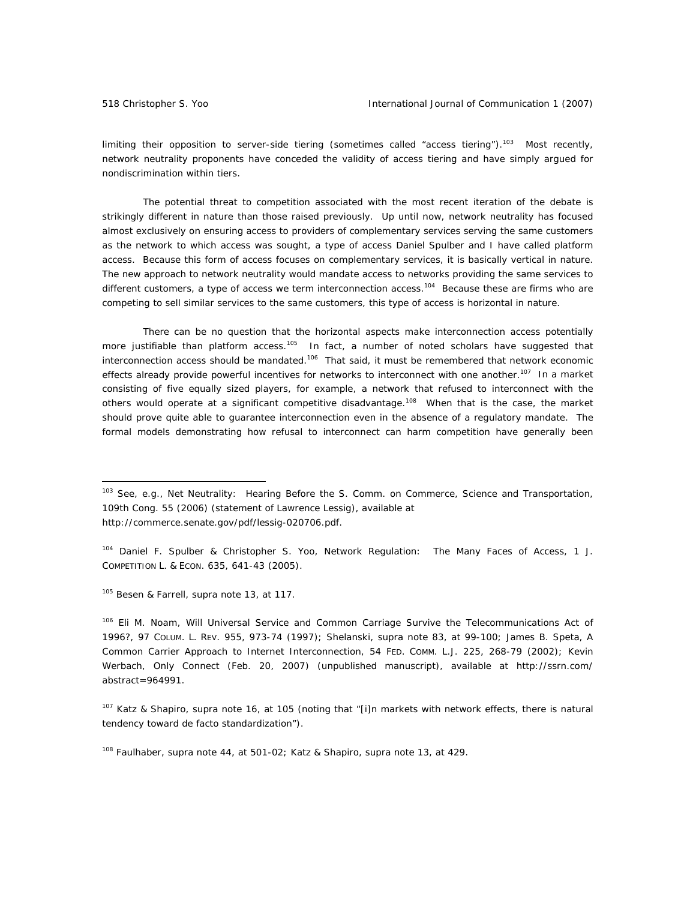limiting their opposition to server-side tiering (sometimes called "access tiering").[103] Most recently, network neutrality proponents have conceded the validity of access tiering and have simply argued for nondiscrimination within tiers.

The potential threat to competition associated with the most recent iteration of the debate is strikingly different in nature than those raised previously. Up until now, network neutrality has focused almost exclusively on ensuring access to providers of complementary services serving the same customers as the network to which access was sought, a type of access Daniel Spulber and I have called platform access. Because this form of access focuses on complementary services, it is basically vertical in nature. The new approach to network neutrality would mandate access to networks providing the same services to different customers, a type of access we term interconnection access.[104] Because these are firms who are competing to sell similar services to the same customers, this type of access is horizontal in nature.

There can be no question that the horizontal aspects make interconnection access potentially more justifiable than platform access.[105] In fact, a number of noted scholars have suggested that interconnection access should be mandated.[106] That said, it must be remembered that network economic effects already provide powerful incentives for networks to interconnect with one another.[107] In a market consisting of five equally sized players, for example, a network that refused to interconnect with the others would operate at a significant competitive disadvantage.[108] When that is the case, the market should prove quite able to guarantee interconnection even in the absence of a regulatory mandate. The formal models demonstrating how refusal to interconnect can harm competition have generally been

---

[103] See, e.g., Net Neutrality: Hearing Before the S. Comm. on Commerce, Science and Transportation, 109th Cong. 55 (2006) (statement of Lawrence Lessig), available at http://commerce.senate.gov/pdf/lessig-020706.pdf.

[104] Daniel F. Spulber & Christopher S. Yoo, Network Regulation: The Many Faces of Access, 1 J. COMPETITION L. & ECON. 635, 641-43 (2005).

[105] Besen & Farrell, *supra* note 13, at 117.

[106] Eli M. Noam, Will Universal Service and Common Carriage Survive the Telecommunications Act of 1996?, 97 COLUM. L. REV. 955, 973-74 (1997); Shelanski, *supra* note 83, at 99-100; James B. Speta, A Common Carrier Approach to Internet Interconnection, 54 FED. COMM. L.J. 225, 268-79 (2002); Kevin Werbach, Only Connect (Feb. 20, 2007) (unpublished manuscript), available at http://ssrn.com/abstract=964991.

[107] Katz & Shapiro, *supra* note 16, at 105 (noting that "[i]n markets with network effects, there is natural tendency toward de facto standardization").

[108] Faulhaber, *supra* note 44, at 501-02; Katz & Shapiro, *supra* note 13, at 429.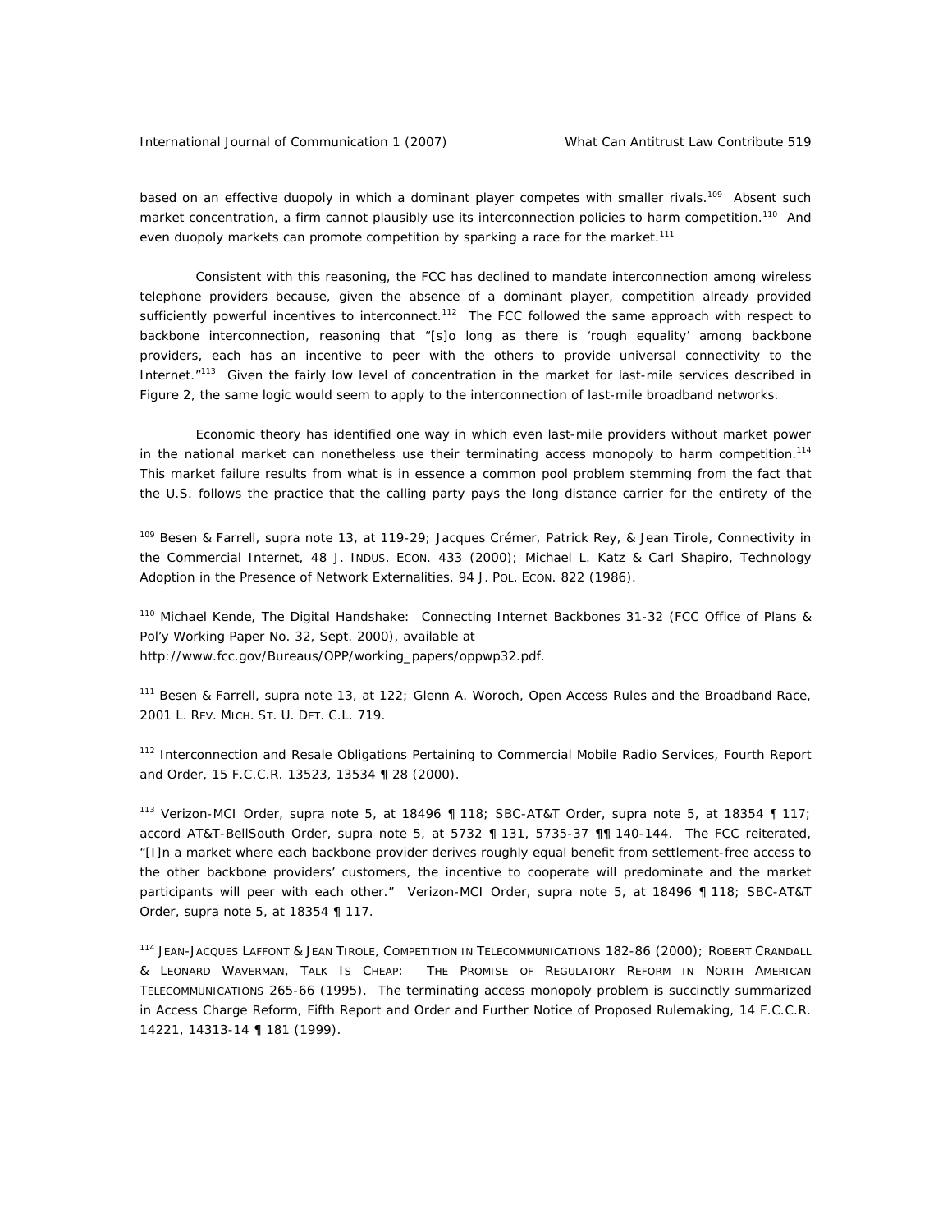based on an effective duopoly in which a dominant player competes with smaller rivals.[109] Absent such market concentration, a firm cannot plausibly use its interconnection policies to harm competition.[110] And even duopoly markets can promote competition by sparking a race for the market.[111]

Consistent with this reasoning, the FCC has declined to mandate interconnection among wireless telephone providers because, given the absence of a dominant player, competition already provided sufficiently powerful incentives to interconnect.[112] The FCC followed the same approach with respect to backbone interconnection, reasoning that "[s]o long as there is 'rough equality' among backbone providers, each has an incentive to peer with the others to provide universal connectivity to the Internet."[113] Given the fairly low level of concentration in the market for last-mile services described in Figure 2, the same logic would seem to apply to the interconnection of last-mile broadband networks.

Economic theory has identified one way in which even last-mile providers without market power in the national market can nonetheless use their terminating access monopoly to harm competition.[114] This market failure results from what is in essence a common pool problem stemming from the fact that the U.S. follows the practice that the calling party pays the long distance carrier for the entirety of the

---

[109] Besen & Farrell, supra note 13, at 119-29; Jacques Crémer, Patrick Rey, & Jean Tirole, Connectivity in the Commercial Internet, 48 J. INDUS. ECON. 433 (2000); Michael L. Katz & Carl Shapiro, Technology Adoption in the Presence of Network Externalities, 94 J. POL. ECON. 822 (1986).

[110] Michael Kende, The Digital Handshake: Connecting Internet Backbones 31-32 (FCC Office of Plans & Pol'y Working Paper No. 32, Sept. 2000), available at http://www.fcc.gov/Bureaus/OPP/working_papers/oppwp32.pdf.

[111] Besen & Farrell, supra note 13, at 122; Glenn A. Woroch, Open Access Rules and the Broadband Race, 2001 L. REV. MICH. ST. U. DET. C.L. 719.

[112] Interconnection and Resale Obligations Pertaining to Commercial Mobile Radio Services, Fourth Report and Order, 15 F.C.C.R. 13523, 13534 ¶ 28 (2000).

[113] Verizon-MCI Order, supra note 5, at 18496 ¶ 118; SBC-AT&T Order, supra note 5, at 18354 ¶ 117; accord AT&T-BellSouth Order, supra note 5, at 5732 ¶ 131, 5735-37 ¶¶ 140-144. The FCC reiterated, "[I]n a market where each backbone provider derives roughly equal benefit from settlement-free access to the other backbone providers' customers, the incentive to cooperate will predominate and the market participants will peer with each other." Verizon-MCI Order, supra note 5, at 18496 ¶ 118; SBC-AT&T Order, supra note 5, at 18354 ¶ 117.

[114] JEAN-JACQUES LAFFONT & JEAN TIROLE, COMPETITION IN TELECOMMUNICATIONS 182-86 (2000); ROBERT CRANDALL & LEONARD WAVERMAN, TALK IS CHEAP: THE PROMISE OF REGULATORY REFORM IN NORTH AMERICAN TELECOMMUNICATIONS 265-66 (1995). The terminating access monopoly problem is succinctly summarized in Access Charge Reform, Fifth Report and Order and Further Notice of Proposed Rulemaking, 14 F.C.C.R. 14221, 14313-14 ¶ 181 (1999).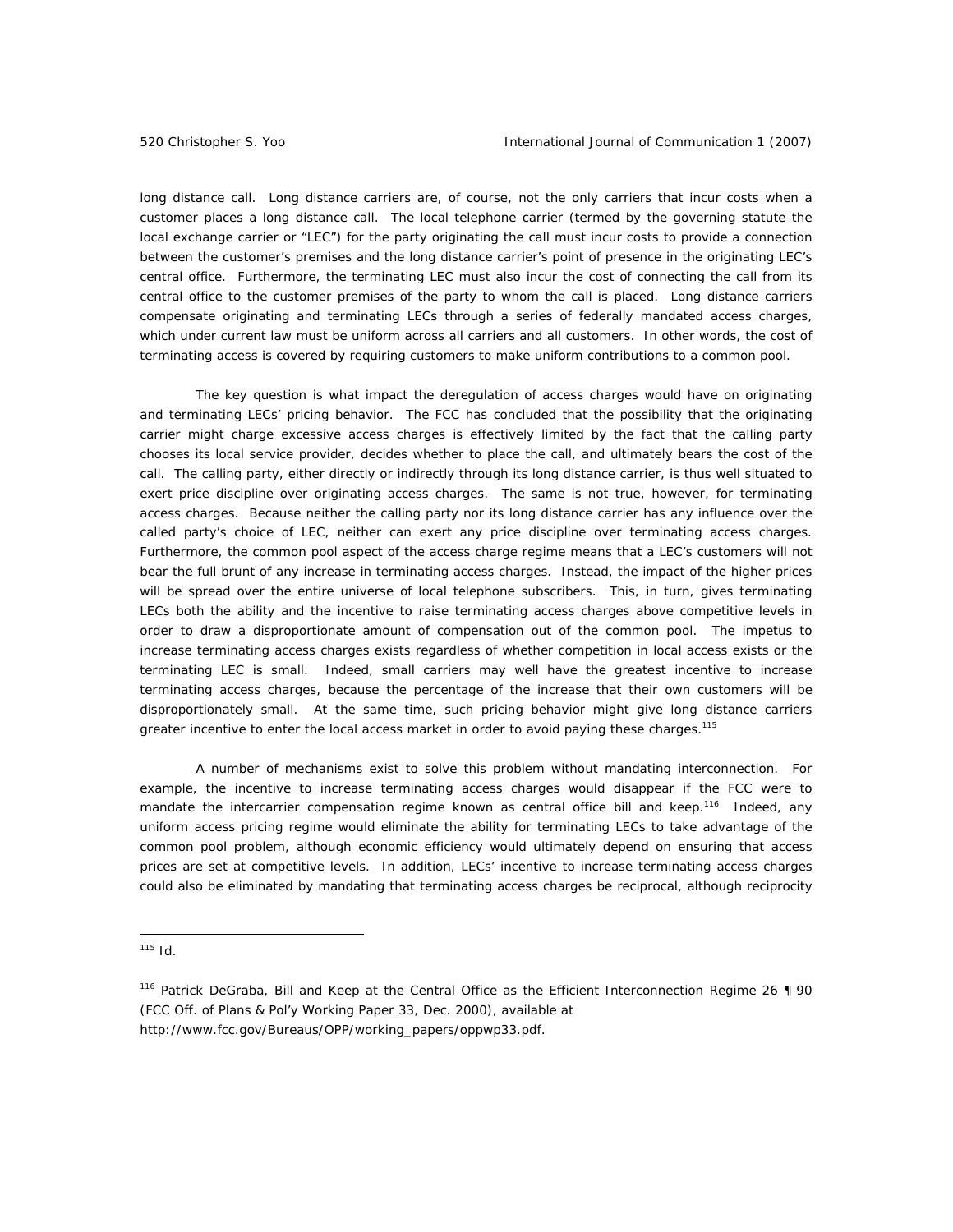long distance call. Long distance carriers are, of course, not the only carriers that incur costs when a customer places a long distance call. The local telephone carrier (termed by the governing statute the local exchange carrier or "LEC") for the party originating the call must incur costs to provide a connection between the customer's premises and the long distance carrier's point of presence in the originating LEC's central office. Furthermore, the terminating LEC must also incur the cost of connecting the call from its central office to the customer premises of the party to whom the call is placed. Long distance carriers compensate originating and terminating LECs through a series of federally mandated access charges, which under current law must be uniform across all carriers and all customers. In other words, the cost of terminating access is covered by requiring customers to make uniform contributions to a common pool.

The key question is what impact the deregulation of access charges would have on originating and terminating LECs' pricing behavior. The FCC has concluded that the possibility that the originating carrier might charge excessive access charges is effectively limited by the fact that the calling party chooses its local service provider, decides whether to place the call, and ultimately bears the cost of the call. The calling party, either directly or indirectly through its long distance carrier, is thus well situated to exert price discipline over originating access charges. The same is not true, however, for terminating access charges. Because neither the calling party nor its long distance carrier has any influence over the called party's choice of LEC, neither can exert any price discipline over terminating access charges. Furthermore, the common pool aspect of the access charge regime means that a LEC's customers will not bear the full brunt of any increase in terminating access charges. Instead, the impact of the higher prices will be spread over the entire universe of local telephone subscribers. This, in turn, gives terminating LECs both the ability and the incentive to raise terminating access charges above competitive levels in order to draw a disproportionate amount of compensation out of the common pool. The impetus to increase terminating access charges exists regardless of whether competition in local access exists or the terminating LEC is small. Indeed, small carriers may well have the greatest incentive to increase terminating access charges, because the percentage of the increase that their own customers will be disproportionately small. At the same time, such pricing behavior might give long distance carriers greater incentive to enter the local access market in order to avoid paying these charges.[115]

A number of mechanisms exist to solve this problem without mandating interconnection. For example, the incentive to increase terminating access charges would disappear if the FCC were to mandate the intercarrier compensation regime known as central office bill and keep.[116] Indeed, any uniform access pricing regime would eliminate the ability for terminating LECs to take advantage of the common pool problem, although economic efficiency would ultimately depend on ensuring that access prices are set at competitive levels. In addition, LECs' incentive to increase terminating access charges could also be eliminated by mandating that terminating access charges be reciprocal, although reciprocity

---

[115] *Id.*

[116] Patrick DeGraba, Bill and Keep at the Central Office as the Efficient Interconnection Regime 26 ¶ 90 (FCC Off. of Plans & Pol'y Working Paper 33, Dec. 2000), available at http://www.fcc.gov/Bureaus/OPP/working_papers/oppwp33.pdf.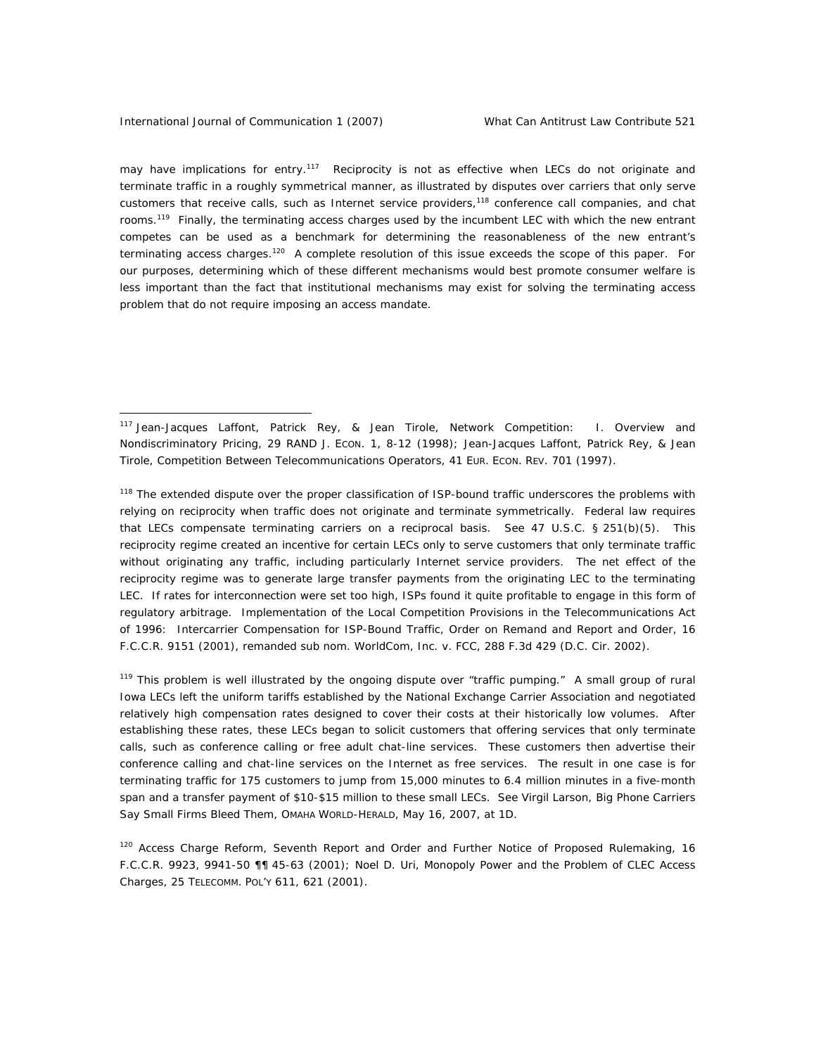may have implications for entry.[117] Reciprocity is not as effective when LECs do not originate and terminate traffic in a roughly symmetrical manner, as illustrated by disputes over carriers that only serve customers that receive calls, such as Internet service providers,[118] conference call companies, and chat rooms.[119] Finally, the terminating access charges used by the incumbent LEC with which the new entrant competes can be used as a benchmark for determining the reasonableness of the new entrant's terminating access charges.[120] A complete resolution of this issue exceeds the scope of this paper. For our purposes, determining which of these different mechanisms would best promote consumer welfare is less important than the fact that institutional mechanisms may exist for solving the terminating access problem that do not require imposing an access mandate.

---

[117] Jean-Jacques Laffont, Patrick Rey, & Jean Tirole, Network Competition: I. Overview and Nondiscriminatory Pricing, 29 RAND J. ECON. 1, 8-12 (1998); Jean-Jacques Laffont, Patrick Rey, & Jean Tirole, Competition Between Telecommunications Operators, 41 EUR. ECON. REV. 701 (1997).

[118] The extended dispute over the proper classification of ISP-bound traffic underscores the problems with relying on reciprocity when traffic does not originate and terminate symmetrically. Federal law requires that LECs compensate terminating carriers on a reciprocal basis. See 47 U.S.C. § 251(b)(5). This reciprocity regime created an incentive for certain LECs only to serve customers that only terminate traffic without originating any traffic, including particularly Internet service providers. The net effect of the reciprocity regime was to generate large transfer payments from the originating LEC to the terminating LEC. If rates for interconnection were set too high, ISPs found it quite profitable to engage in this form of regulatory arbitrage. Implementation of the Local Competition Provisions in the Telecommunications Act of 1996: Intercarrier Compensation for ISP-Bound Traffic, Order on Remand and Report and Order, 16 F.C.C.R. 9151 (2001), remanded sub nom. WorldCom, Inc. v. FCC, 288 F.3d 429 (D.C. Cir. 2002).

[119] This problem is well illustrated by the ongoing dispute over "traffic pumping." A small group of rural Iowa LECs left the uniform tariffs established by the National Exchange Carrier Association and negotiated relatively high compensation rates designed to cover their costs at their historically low volumes. After establishing these rates, these LECs began to solicit customers that offering services that only terminate calls, such as conference calling or free adult chat-line services. These customers then advertise their conference calling and chat-line services on the Internet as free services. The result in one case is for terminating traffic for 175 customers to jump from 15,000 minutes to 6.4 million minutes in a five-month span and a transfer payment of $10-$15 million to these small LECs. See Virgil Larson, Big Phone Carriers Say Small Firms Bleed Them, OMAHA WORLD-HERALD, May 16, 2007, at 1D.

[120] Access Charge Reform, Seventh Report and Order and Further Notice of Proposed Rulemaking, 16 F.C.C.R. 9923, 9941-50 ¶¶ 45-63 (2001); Noel D. Uri, Monopoly Power and the Problem of CLEC Access Charges, 25 TELECOMM. POL'Y 611, 621 (2001).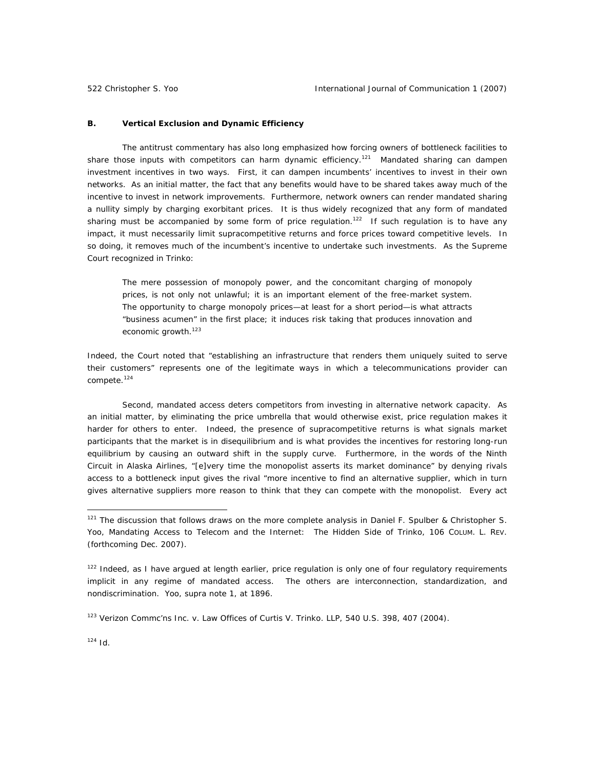### B. Vertical Exclusion and Dynamic Efficiency

The antitrust commentary has also long emphasized how forcing owners of bottleneck facilities to share those inputs with competitors can harm dynamic efficiency.[121] Mandated sharing can dampen investment incentives in two ways. First, it can dampen incumbents' incentives to invest in their own networks. As an initial matter, the fact that any benefits would have to be shared takes away much of the incentive to invest in network improvements. Furthermore, network owners can render mandated sharing a nullity simply by charging exorbitant prices. It is thus widely recognized that any form of mandated sharing must be accompanied by some form of price regulation.[122] If such regulation is to have any impact, it must necessarily limit supracompetitive returns and force prices toward competitive levels. In so doing, it removes much of the incumbent's incentive to undertake such investments. As the Supreme Court recognized in *Trinko*:

> The mere possession of monopoly power, and the concomitant charging of monopoly prices, is not only not unlawful; it is an important element of the free-market system. The opportunity to charge monopoly prices—at least for a short period—is what attracts "business acumen" in the first place; it induces risk taking that produces innovation and economic growth.[123]

Indeed, the Court noted that "establishing an infrastructure that renders them uniquely suited to serve their customers" represents one of the legitimate ways in which a telecommunications provider can compete.[124]

Second, mandated access deters competitors from investing in alternative network capacity. As an initial matter, by eliminating the price umbrella that would otherwise exist, price regulation makes it harder for others to enter. Indeed, the presence of supracompetitive returns is what signals market participants that the market is in disequilibrium and is what provides the incentives for restoring long-run equilibrium by causing an outward shift in the supply curve. Furthermore, in the words of the Ninth Circuit in *Alaska Airlines*, "[e]very time the monopolist asserts its market dominance" by denying rivals access to a bottleneck input gives the rival "more incentive to find an alternative supplier, which in turn gives alternative suppliers more reason to think that they can compete with the monopolist. Every act

---

[121] The discussion that follows draws on the more complete analysis in Daniel F. Spulber & Christopher S. Yoo, Mandating Access to Telecom and the Internet: The Hidden Side of Trinko, 106 COLUM. L. REV. (forthcoming Dec. 2007).

[122] Indeed, as I have argued at length earlier, price regulation is only one of four regulatory requirements implicit in any regime of mandated access. The others are interconnection, standardization, and nondiscrimination. Yoo, supra note 1, at 1896.

[123] Verizon Commc'ns Inc. v. Law Offices of Curtis V. Trinko. LLP, 540 U.S. 398, 407 (2004).

[124] *Id.*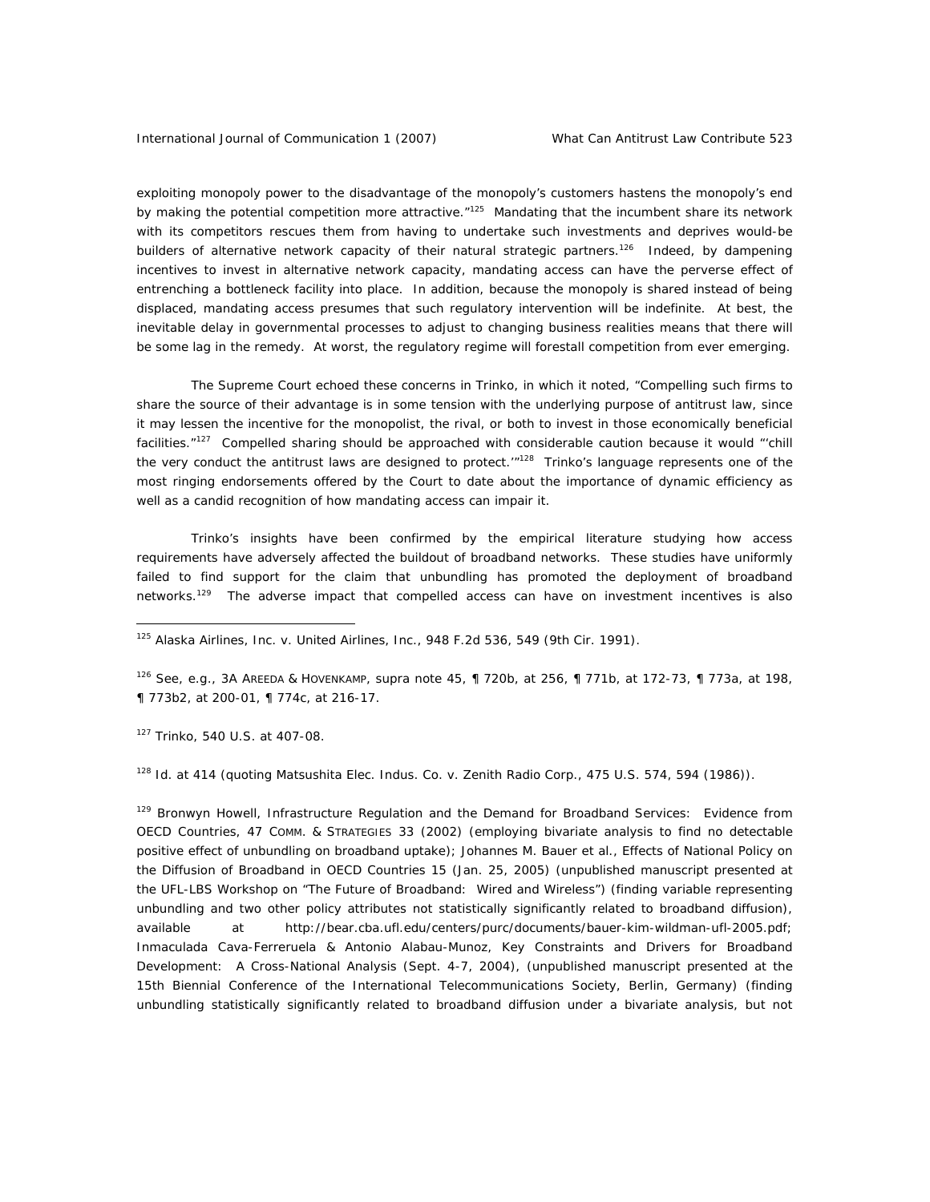exploiting monopoly power to the disadvantage of the monopoly's customers hastens the monopoly's end by making the potential competition more attractive."[125] Mandating that the incumbent share its network with its competitors rescues them from having to undertake such investments and deprives would-be builders of alternative network capacity of their natural strategic partners.[126] Indeed, by dampening incentives to invest in alternative network capacity, mandating access can have the perverse effect of entrenching a bottleneck facility into place. In addition, because the monopoly is shared instead of being displaced, mandating access presumes that such regulatory intervention will be indefinite. At best, the inevitable delay in governmental processes to adjust to changing business realities means that there will be some lag in the remedy. At worst, the regulatory regime will forestall competition from ever emerging.

The Supreme Court echoed these concerns in *Trinko*, in which it noted, "Compelling such firms to share the source of their advantage is in some tension with the underlying purpose of antitrust law, since it may lessen the incentive for the monopolist, the rival, or both to invest in those economically beneficial facilities."[127] Compelled sharing should be approached with considerable caution because it would "'chill the very conduct the antitrust laws are designed to protect.'"[128] *Trinko*'s language represents one of the most ringing endorsements offered by the Court to date about the importance of dynamic efficiency as well as a candid recognition of how mandating access can impair it.

*Trinko*'s insights have been confirmed by the empirical literature studying how access requirements have adversely affected the buildout of broadband networks. These studies have uniformly failed to find support for the claim that unbundling has promoted the deployment of broadband networks.[129] The adverse impact that compelled access can have on investment incentives is also

---

[125] *Alaska Airlines, Inc. v. United Airlines, Inc.*, 948 F.2d 536, 549 (9th Cir. 1991).

[126] *See, e.g.*, 3A AREEDA & HOVENKAMP, *supra* note 45, ¶ 720b, at 256, ¶ 771b, at 172-73, ¶ 773a, at 198, ¶ 773b2, at 200-01, ¶ 774c, at 216-17.

[127] *Trinko*, 540 U.S. at 407-08.

[128] *Id.* at 414 (quoting *Matsushita Elec. Indus. Co. v. Zenith Radio Corp.*, 475 U.S. 574, 594 (1986)).

[129] Bronwyn Howell, *Infrastructure Regulation and the Demand for Broadband Services: Evidence from OECD Countries*, 47 COMM. & STRATEGIES 33 (2002) (employing bivariate analysis to find no detectable positive effect of unbundling on broadband uptake); Johannes M. Bauer et al., *Effects of National Policy on the Diffusion of Broadband in OECD Countries* 15 (Jan. 25, 2005) (unpublished manuscript presented at the UFL-LBS Workshop on "The Future of Broadband: Wired and Wireless") (finding variable representing unbundling and two other policy attributes not statistically significantly related to broadband diffusion), *available at* http://bear.cba.ufl.edu/centers/purc/documents/bauer-kim-wildman-ufl-2005.pdf; Inmaculada Cava-Ferreruela & Antonio Alabau-Munoz, *Key Constraints and Drivers for Broadband Development: A Cross-National Analysis* (Sept. 4-7, 2004), (unpublished manuscript presented at the 15th Biennial Conference of the International Telecommunications Society, Berlin, Germany) (finding unbundling statistically significantly related to broadband diffusion under a bivariate analysis, but not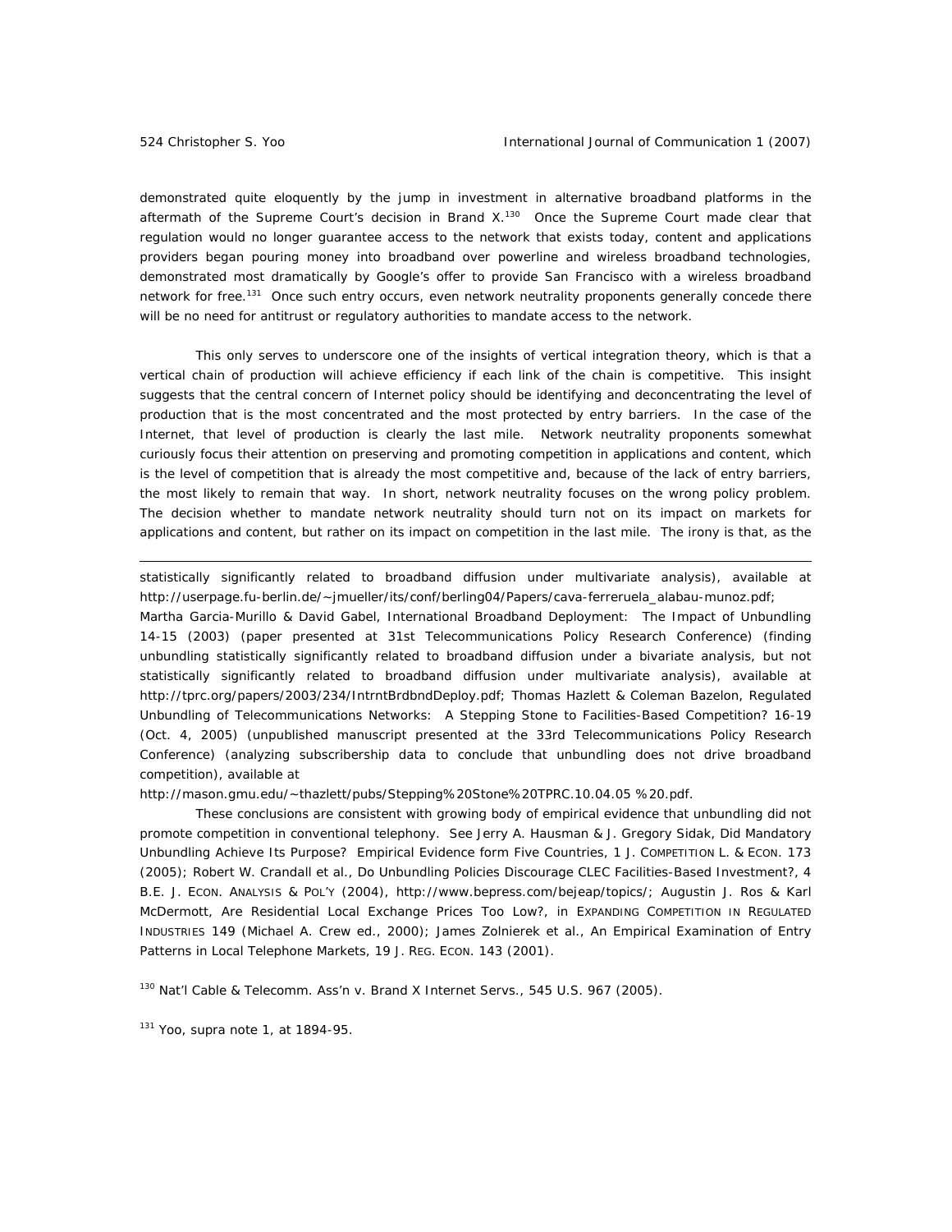demonstrated quite eloquently by the jump in investment in alternative broadband platforms in the aftermath of the Supreme Court's decision in Brand X.[130] Once the Supreme Court made clear that regulation would no longer guarantee access to the network that exists today, content and applications providers began pouring money into broadband over powerline and wireless broadband technologies, demonstrated most dramatically by Google's offer to provide San Francisco with a wireless broadband network for free.[131] Once such entry occurs, even network neutrality proponents generally concede there will be no need for antitrust or regulatory authorities to mandate access to the network.

This only serves to underscore one of the insights of vertical integration theory, which is that a vertical chain of production will achieve efficiency if each link of the chain is competitive. This insight suggests that the central concern of Internet policy should be identifying and deconcentrating the level of production that is the most concentrated and the most protected by entry barriers. In the case of the Internet, that level of production is clearly the last mile. Network neutrality proponents somewhat curiously focus their attention on preserving and promoting competition in applications and content, which is the level of competition that is already the most competitive and, because of the lack of entry barriers, the most likely to remain that way. In short, network neutrality focuses on the wrong policy problem. The decision whether to mandate network neutrality should turn not on its impact on markets for applications and content, but rather on its impact on competition in the last mile. The irony is that, as the

---

statistically significantly related to broadband diffusion under multivariate analysis), available at http://userpage.fu-berlin.de/~jmueller/its/conf/berling04/Papers/cava-ferreruela_alabau-munoz.pdf; Martha Garcia-Murillo & David Gabel, International Broadband Deployment: The Impact of Unbundling 14-15 (2003) (paper presented at 31st Telecommunications Policy Research Conference) (finding unbundling statistically significantly related to broadband diffusion under a bivariate analysis, but not statistically significantly related to broadband diffusion under multivariate analysis), available at http://tprc.org/papers/2003/234/IntrntBrdbndDeploy.pdf; Thomas Hazlett & Coleman Bazelon, Regulated Unbundling of Telecommunications Networks: A Stepping Stone to Facilities-Based Competition? 16-19 (Oct. 4, 2005) (unpublished manuscript presented at the 33rd Telecommunications Policy Research Conference) (analyzing subscribership data to conclude that unbundling does not drive broadband competition), available at http://mason.gmu.edu/~thazlett/pubs/Stepping%20Stone%20TPRC.10.04.05 %20.pdf.

These conclusions are consistent with growing body of empirical evidence that unbundling did not promote competition in conventional telephony. See Jerry A. Hausman & J. Gregory Sidak, Did Mandatory Unbundling Achieve Its Purpose? Empirical Evidence form Five Countries, 1 J. COMPETITION L. & ECON. 173 (2005); Robert W. Crandall et al., Do Unbundling Policies Discourage CLEC Facilities-Based Investment?, 4 B.E. J. ECON. ANALYSIS & POL'Y (2004), http://www.bepress.com/bejeap/topics/; Augustin J. Ros & Karl McDermott, Are Residential Local Exchange Prices Too Low?, in EXPANDING COMPETITION IN REGULATED INDUSTRIES 149 (Michael A. Crew ed., 2000); James Zolnierek et al., An Empirical Examination of Entry Patterns in Local Telephone Markets, 19 J. REG. ECON. 143 (2001).

[130] Nat'l Cable & Telecomm. Ass'n v. Brand X Internet Servs., 545 U.S. 967 (2005).

[131] Yoo, supra note 1, at 1894-95.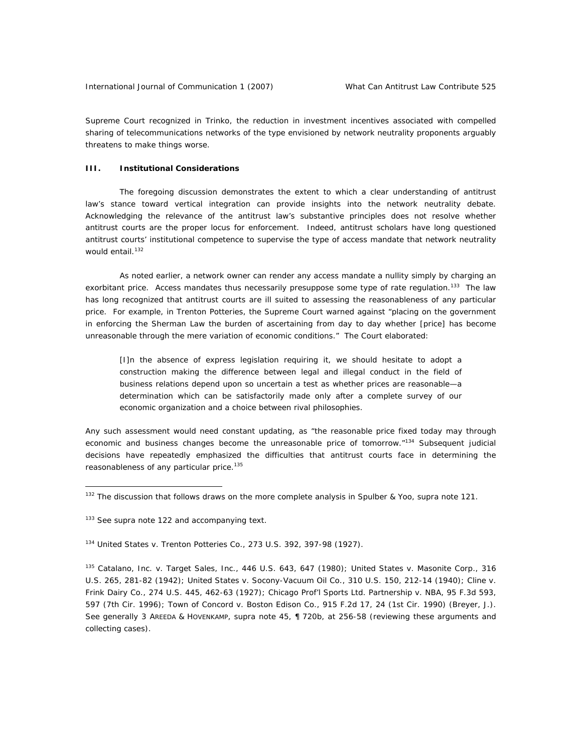Supreme Court recognized in *Trinko*, the reduction in investment incentives associated with compelled sharing of telecommunications networks of the type envisioned by network neutrality proponents arguably threatens to make things worse.

**III. Institutional Considerations**

The foregoing discussion demonstrates the extent to which a clear understanding of antitrust law's stance toward vertical integration can provide insights into the network neutrality debate. Acknowledging the relevance of the antitrust law's substantive principles does not resolve whether antitrust courts are the proper locus for enforcement. Indeed, antitrust scholars have long questioned antitrust courts' institutional competence to supervise the type of access mandate that network neutrality would entail.[132]

As noted earlier, a network owner can render any access mandate a nullity simply by charging an exorbitant price. Access mandates thus necessarily presuppose some type of rate regulation.[133] The law has long recognized that antitrust courts are ill suited to assessing the reasonableness of any particular price. For example, in *Trenton Potteries*, the Supreme Court warned against "placing on the government in enforcing the Sherman Law the burden of ascertaining from day to day whether [price] has become unreasonable through the mere variation of economic conditions." The Court elaborated:

> [I]n the absence of express legislation requiring it, we should hesitate to adopt a construction making the difference between legal and illegal conduct in the field of business relations depend upon so uncertain a test as whether prices are reasonable—a determination which can be satisfactorily made only after a complete survey of our economic organization and a choice between rival philosophies.

Any such assessment would need constant updating, as "the reasonable price fixed today may through economic and business changes become the unreasonable price of tomorrow."[134] Subsequent judicial decisions have repeatedly emphasized the difficulties that antitrust courts face in determining the reasonableness of any particular price.[135]

---

[132] The discussion that follows draws on the more complete analysis in Spulber & Yoo, *supra* note 121.

[133] *See supra* note 122 and accompanying text.

[134] United States v. Trenton Potteries Co., 273 U.S. 392, 397-98 (1927).

[135] Catalano, Inc. v. Target Sales, Inc., 446 U.S. 643, 647 (1980); United States v. Masonite Corp., 316 U.S. 265, 281-82 (1942); United States v. Socony-Vacuum Oil Co., 310 U.S. 150, 212-14 (1940); Cline v. Frink Dairy Co., 274 U.S. 445, 462-63 (1927); Chicago Prof'l Sports Ltd. Partnership v. NBA, 95 F.3d 593, 597 (7th Cir. 1996); Town of Concord v. Boston Edison Co., 915 F.2d 17, 24 (1st Cir. 1990) (Breyer, J.). *See generally* 3 AREEDA & HOVENKAMP, *supra* note 45, ¶ 720b, at 256-58 (reviewing these arguments and collecting cases).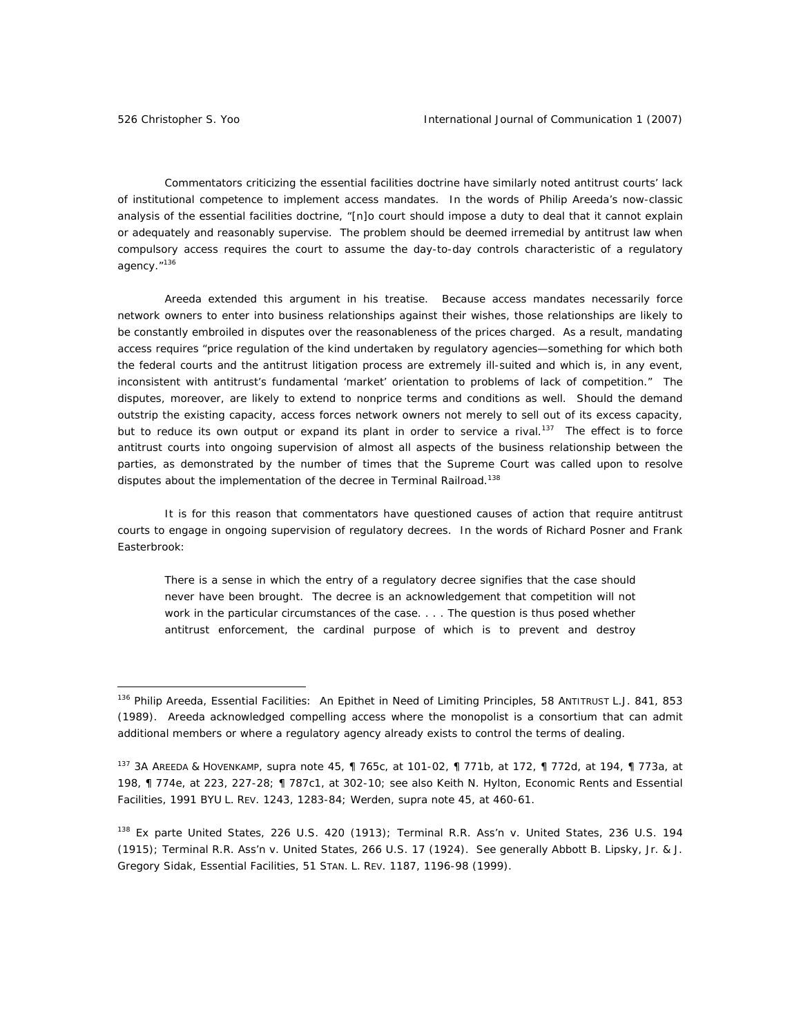Commentators criticizing the essential facilities doctrine have similarly noted antitrust courts' lack of institutional competence to implement access mandates. In the words of Philip Areeda's now-classic analysis of the essential facilities doctrine, "[n]o court should impose a duty to deal that it cannot explain or adequately and reasonably supervise. The problem should be deemed irremedial by antitrust law when compulsory access requires the court to assume the day-to-day controls characteristic of a regulatory agency."[136]

Areeda extended this argument in his treatise. Because access mandates necessarily force network owners to enter into business relationships against their wishes, those relationships are likely to be constantly embroiled in disputes over the reasonableness of the prices charged. As a result, mandating access requires "price regulation of the kind undertaken by regulatory agencies—something for which both the federal courts and the antitrust litigation process are extremely ill-suited and which is, in any event, inconsistent with antitrust's fundamental 'market' orientation to problems of lack of competition." The disputes, moreover, are likely to extend to nonprice terms and conditions as well. Should the demand outstrip the existing capacity, access forces network owners not merely to sell out of its excess capacity, but to reduce its own output or expand its plant in order to service a rival.[137] The effect is to force antitrust courts into ongoing supervision of almost all aspects of the business relationship between the parties, as demonstrated by the number of times that the Supreme Court was called upon to resolve disputes about the implementation of the decree in *Terminal Railroad*.[138]

It is for this reason that commentators have questioned causes of action that require antitrust courts to engage in ongoing supervision of regulatory decrees. In the words of Richard Posner and Frank Easterbrook:

> There is a sense in which the entry of a regulatory decree signifies that the case should never have been brought. The decree is an acknowledgement that competition will not work in the particular circumstances of the case. . . . The question is thus posed whether antitrust enforcement, the cardinal purpose of which is to prevent and destroy

---

[136] Philip Areeda, Essential Facilities: An Epithet in Need of Limiting Principles, 58 ANTITRUST L.J. 841, 853 (1989). Areeda acknowledged compelling access where the monopolist is a consortium that can admit additional members or where a regulatory agency already exists to control the terms of dealing.

[137] 3A AREEDA & HOVENKAMP, *supra* note 45, ¶ 765c, at 101-02, ¶ 771b, at 172, ¶ 772d, at 194, ¶ 773a, at 198, ¶ 774e, at 223, 227-28; ¶ 787c1, at 302-10; *see also* Keith N. Hylton, Economic Rents and Essential Facilities, 1991 BYU L. REV. 1243, 1283-84; Werden, *supra* note 45, at 460-61.

[138] *Ex parte United States*, 226 U.S. 420 (1913); *Terminal R.R. Ass'n v. United States*, 236 U.S. 194 (1915); *Terminal R.R. Ass'n v. United States*, 266 U.S. 17 (1924). *See generally* Abbott B. Lipsky, Jr. & J. Gregory Sidak, Essential Facilities, 51 STAN. L. REV. 1187, 1196-98 (1999).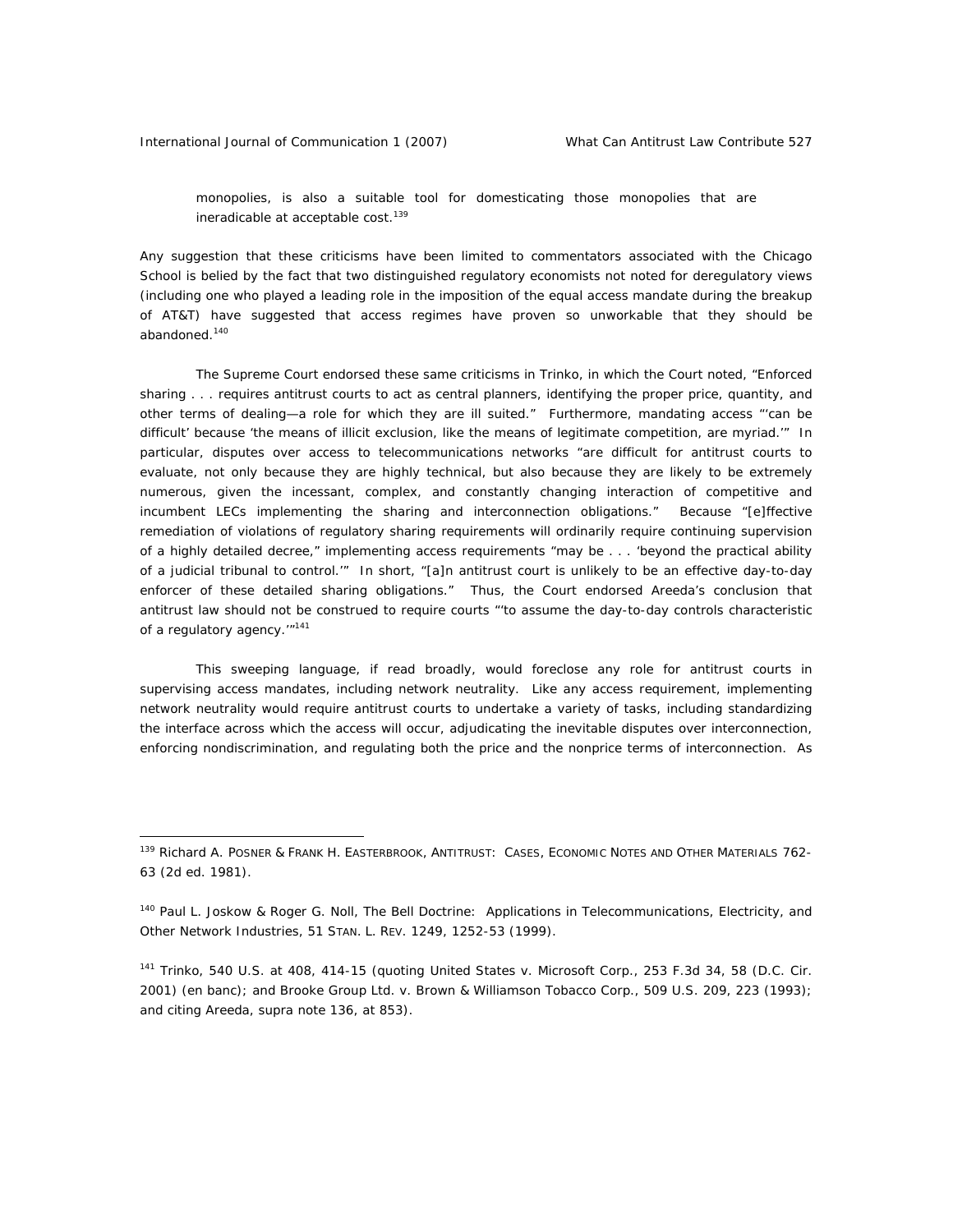> monopolies, is also a suitable tool for domesticating those monopolies that are ineradicable at acceptable cost.[139]

Any suggestion that these criticisms have been limited to commentators associated with the Chicago School is belied by the fact that two distinguished regulatory economists not noted for deregulatory views (including one who played a leading role in the imposition of the equal access mandate during the breakup of AT&T) have suggested that access regimes have proven so unworkable that they should be abandoned.[140]

The Supreme Court endorsed these same criticisms in *Trinko*, in which the Court noted, "Enforced sharing . . . requires antitrust courts to act as central planners, identifying the proper price, quantity, and other terms of dealing—a role for which they are ill suited." Furthermore, mandating access "'can be difficult' because 'the means of illicit exclusion, like the means of legitimate competition, are myriad.'" In particular, disputes over access to telecommunications networks "are difficult for antitrust courts to evaluate, not only because they are highly technical, but also because they are likely to be extremely numerous, given the incessant, complex, and constantly changing interaction of competitive and incumbent LECs implementing the sharing and interconnection obligations." Because "[e]ffective remediation of violations of regulatory sharing requirements will ordinarily require continuing supervision of a highly detailed decree," implementing access requirements "may be . . . 'beyond the practical ability of a judicial tribunal to control.'" In short, "[a]n antitrust court is unlikely to be an effective day-to-day enforcer of these detailed sharing obligations." Thus, the Court endorsed Areeda's conclusion that antitrust law should not be construed to require courts "'to assume the day-to-day controls characteristic of a regulatory agency.'"[141]

This sweeping language, if read broadly, would foreclose any role for antitrust courts in supervising access mandates, including network neutrality. Like any access requirement, implementing network neutrality would require antitrust courts to undertake a variety of tasks, including standardizing the interface across which the access will occur, adjudicating the inevitable disputes over interconnection, enforcing nondiscrimination, and regulating both the price and the nonprice terms of interconnection. As

---

[139] Richard A. POSNER & FRANK H. EASTERBROOK, ANTITRUST: CASES, ECONOMIC NOTES AND OTHER MATERIALS 762-63 (2d ed. 1981).

[140] Paul L. Joskow & Roger G. Noll, The Bell Doctrine: Applications in Telecommunications, Electricity, and Other Network Industries, 51 STAN. L. REV. 1249, 1252-53 (1999).

[141] *Trinko*, 540 U.S. at 408, 414-15 (quoting United States v. Microsoft Corp., 253 F.3d 34, 58 (D.C. Cir. 2001) (en banc); and Brooke Group Ltd. v. Brown & Williamson Tobacco Corp., 509 U.S. 209, 223 (1993); and citing Areeda, *supra* note 136, at 853).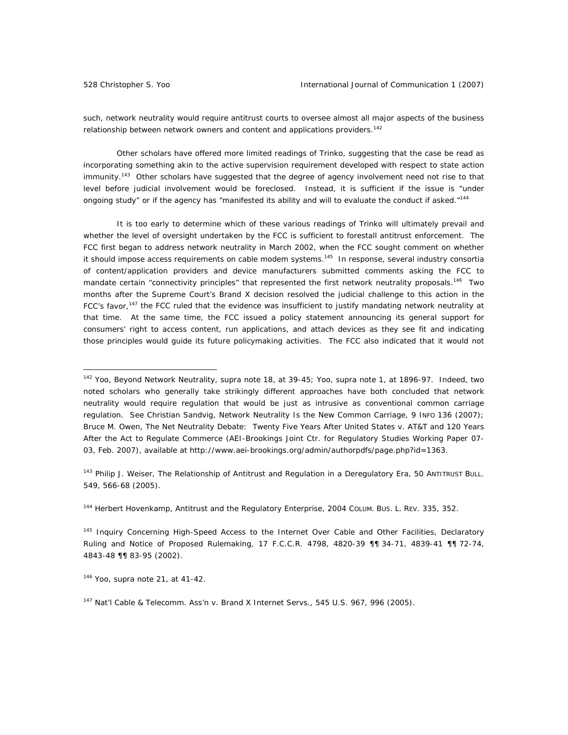such, network neutrality would require antitrust courts to oversee almost all major aspects of the business relationship between network owners and content and applications providers.[142]

Other scholars have offered more limited readings of Trinko, suggesting that the case be read as incorporating something akin to the active supervision requirement developed with respect to state action immunity.[143] Other scholars have suggested that the degree of agency involvement need not rise to that level before judicial involvement would be foreclosed. Instead, it is sufficient if the issue is "under ongoing study" or if the agency has "manifested its ability and will to evaluate the conduct if asked."[144]

It is too early to determine which of these various readings of Trinko will ultimately prevail and whether the level of oversight undertaken by the FCC is sufficient to forestall antitrust enforcement. The FCC first began to address network neutrality in March 2002, when the FCC sought comment on whether it should impose access requirements on cable modem systems.[145] In response, several industry consortia of content/application providers and device manufacturers submitted comments asking the FCC to mandate certain "connectivity principles" that represented the first network neutrality proposals.[146] Two months after the Supreme Court's Brand X decision resolved the judicial challenge to this action in the FCC's favor,[147] the FCC ruled that the evidence was insufficient to justify mandating network neutrality at that time. At the same time, the FCC issued a policy statement announcing its general support for consumers' right to access content, run applications, and attach devices as they see fit and indicating those principles would guide its future policymaking activities. The FCC also indicated that it would not

---

[142] Yoo, Beyond Network Neutrality, supra note 18, at 39-45; Yoo, supra note 1, at 1896-97. Indeed, two noted scholars who generally take strikingly different approaches have both concluded that network neutrality would require regulation that would be just as intrusive as conventional common carriage regulation. See Christian Sandvig, Network Neutrality Is the New Common Carriage, 9 INFO 136 (2007); Bruce M. Owen, The Net Neutrality Debate: Twenty Five Years After United States v. AT&T and 120 Years After the Act to Regulate Commerce (AEI-Brookings Joint Ctr. for Regulatory Studies Working Paper 07-03, Feb. 2007), available at http://www.aei-brookings.org/admin/authorpdfs/page.php?id=1363.

[143] Philip J. Weiser, The Relationship of Antitrust and Regulation in a Deregulatory Era, 50 ANTITRUST BULL. 549, 566-68 (2005).

[144] Herbert Hovenkamp, Antitrust and the Regulatory Enterprise, 2004 COLUM. BUS. L. REV. 335, 352.

[145] Inquiry Concerning High-Speed Access to the Internet Over Cable and Other Facilities, Declaratory Ruling and Notice of Proposed Rulemaking, 17 F.C.C.R. 4798, 4820-39 ¶¶ 34-71, 4839-41 ¶¶ 72-74, 4843-48 ¶¶ 83-95 (2002).

[146] Yoo, supra note 21, at 41-42.

[147] Nat'l Cable & Telecomm. Ass'n v. Brand X Internet Servs., 545 U.S. 967, 996 (2005).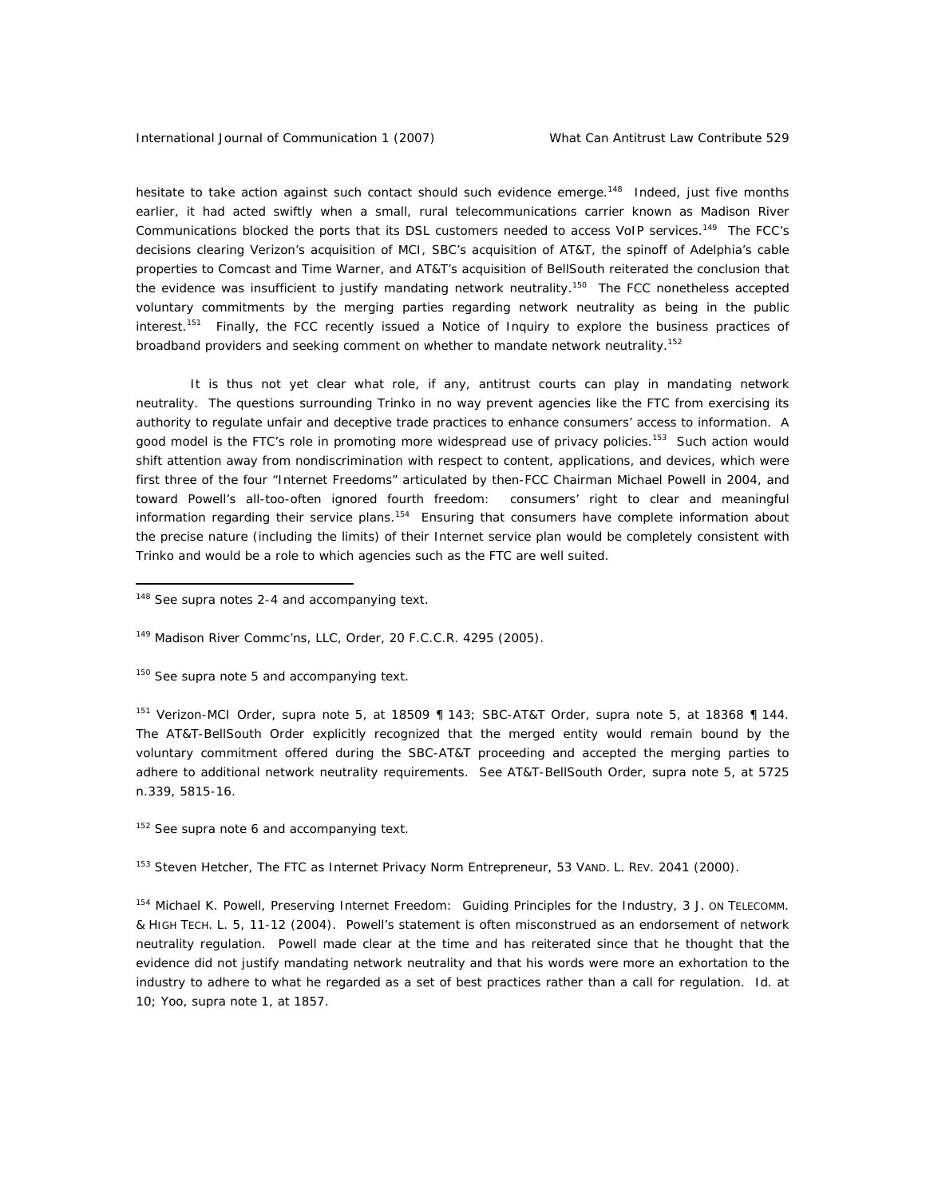hesitate to take action against such contact should such evidence emerge.[148] Indeed, just five months earlier, it had acted swiftly when a small, rural telecommunications carrier known as Madison River Communications blocked the ports that its DSL customers needed to access VoIP services.[149] The FCC's decisions clearing Verizon's acquisition of MCI, SBC's acquisition of AT&T, the spinoff of Adelphia's cable properties to Comcast and Time Warner, and AT&T's acquisition of BellSouth reiterated the conclusion that the evidence was insufficient to justify mandating network neutrality.[150] The FCC nonetheless accepted voluntary commitments by the merging parties regarding network neutrality as being in the public interest.[151] Finally, the FCC recently issued a Notice of Inquiry to explore the business practices of broadband providers and seeking comment on whether to mandate network neutrality.[152]

It is thus not yet clear what role, if any, antitrust courts can play in mandating network neutrality. The questions surrounding Trinko in no way prevent agencies like the FTC from exercising its authority to regulate unfair and deceptive trade practices to enhance consumers' access to information. A good model is the FTC's role in promoting more widespread use of privacy policies.[153] Such action would shift attention away from nondiscrimination with respect to content, applications, and devices, which were first three of the four "Internet Freedoms" articulated by then-FCC Chairman Michael Powell in 2004, and toward Powell's all-too-often ignored fourth freedom: consumers' right to clear and meaningful information regarding their service plans.[154] Ensuring that consumers have complete information about the precise nature (including the limits) of their Internet service plan would be completely consistent with Trinko and would be a role to which agencies such as the FTC are well suited.

---

[148] See supra notes 2-4 and accompanying text.

[149] Madison River Commc'ns, LLC, Order, 20 F.C.C.R. 4295 (2005).

[150] See supra note 5 and accompanying text.

[151] Verizon-MCI Order, supra note 5, at 18509 ¶ 143; SBC-AT&T Order, supra note 5, at 18368 ¶ 144. The AT&T-BellSouth Order explicitly recognized that the merged entity would remain bound by the voluntary commitment offered during the SBC-AT&T proceeding and accepted the merging parties to adhere to additional network neutrality requirements. See AT&T-BellSouth Order, supra note 5, at 5725 n.339, 5815-16.

[152] See supra note 6 and accompanying text.

[153] Steven Hetcher, The FTC as Internet Privacy Norm Entrepreneur, 53 VAND. L. REV. 2041 (2000).

[154] Michael K. Powell, Preserving Internet Freedom: Guiding Principles for the Industry, 3 J. ON TELECOMM. & HIGH TECH. L. 5, 11-12 (2004). Powell's statement is often misconstrued as an endorsement of network neutrality regulation. Powell made clear at the time and has reiterated since that he thought that the evidence did not justify mandating network neutrality and that his words were more an exhortation to the industry to adhere to what he regarded as a set of best practices rather than a call for regulation. Id. at 10; Yoo, supra note 1, at 1857.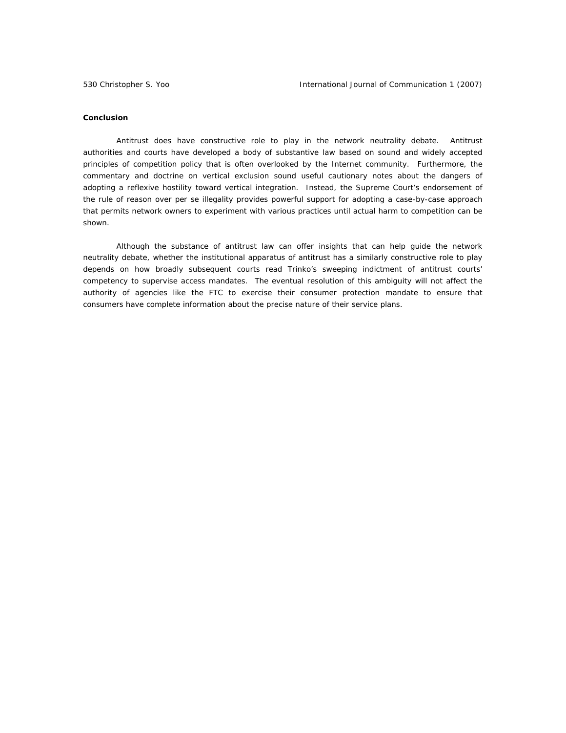## Conclusion

Antitrust does have constructive role to play in the network neutrality debate. Antitrust authorities and courts have developed a body of substantive law based on sound and widely accepted principles of competition policy that is often overlooked by the Internet community. Furthermore, the commentary and doctrine on vertical exclusion sound useful cautionary notes about the dangers of adopting a reflexive hostility toward vertical integration. Instead, the Supreme Court's endorsement of the rule of reason over per se illegality provides powerful support for adopting a case-by-case approach that permits network owners to experiment with various practices until actual harm to competition can be shown.

Although the substance of antitrust law can offer insights that can help guide the network neutrality debate, whether the institutional apparatus of antitrust has a similarly constructive role to play depends on how broadly subsequent courts read Trinko's sweeping indictment of antitrust courts' competency to supervise access mandates. The eventual resolution of this ambiguity will not affect the authority of agencies like the FTC to exercise their consumer protection mandate to ensure that consumers have complete information about the precise nature of their service plans.